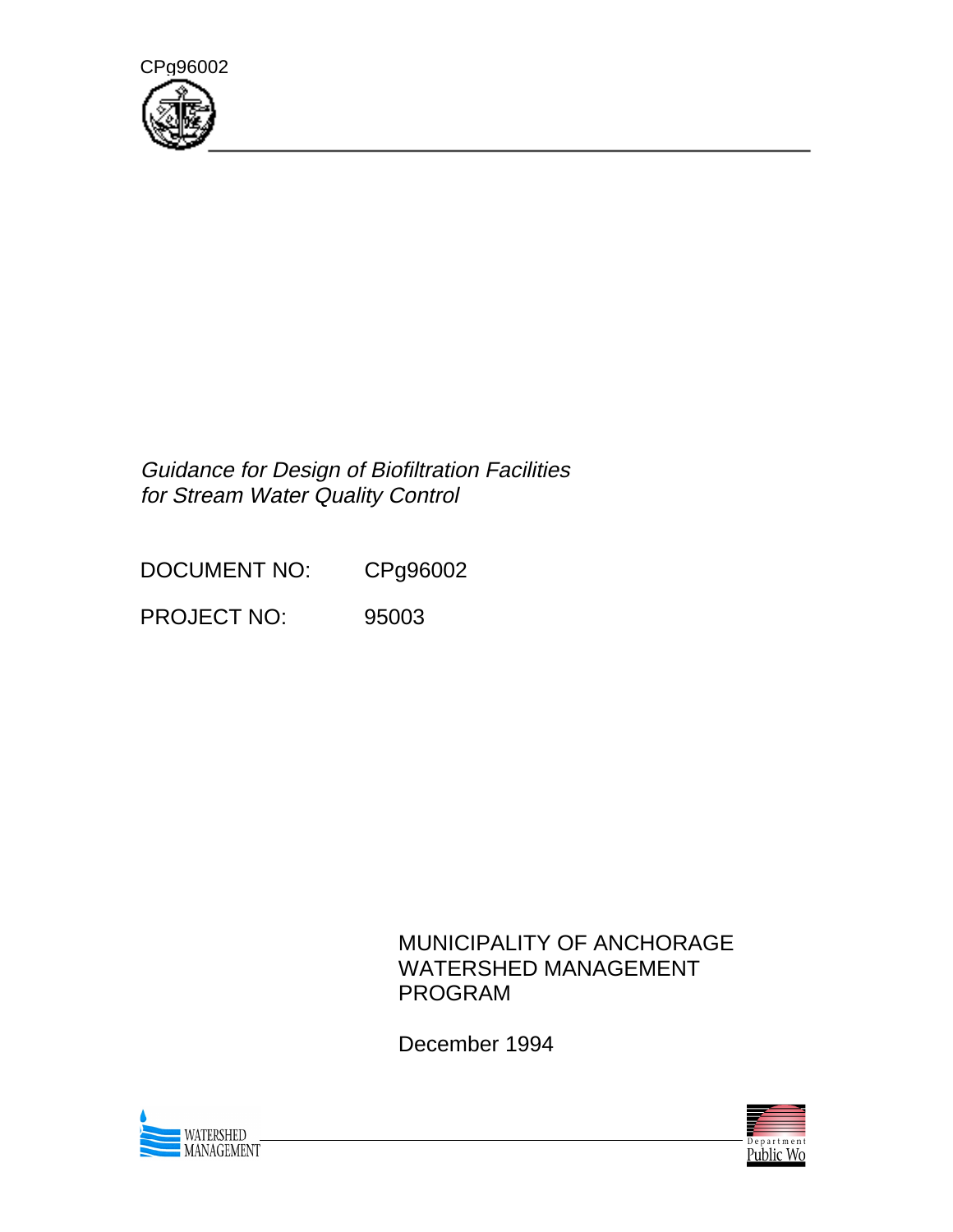CPg96002

*Guidance for Design of Biofiltration Facilities*
*for Stream Water Quality Control*

DOCUMENT NO: CPg96002

PROJECT NO: 95003

MUNICIPALITY OF ANCHORAGE
WATERSHED MANAGEMENT
PROGRAM

December 1994

WATERSHED
MANAGEMENT

Department
Public Wo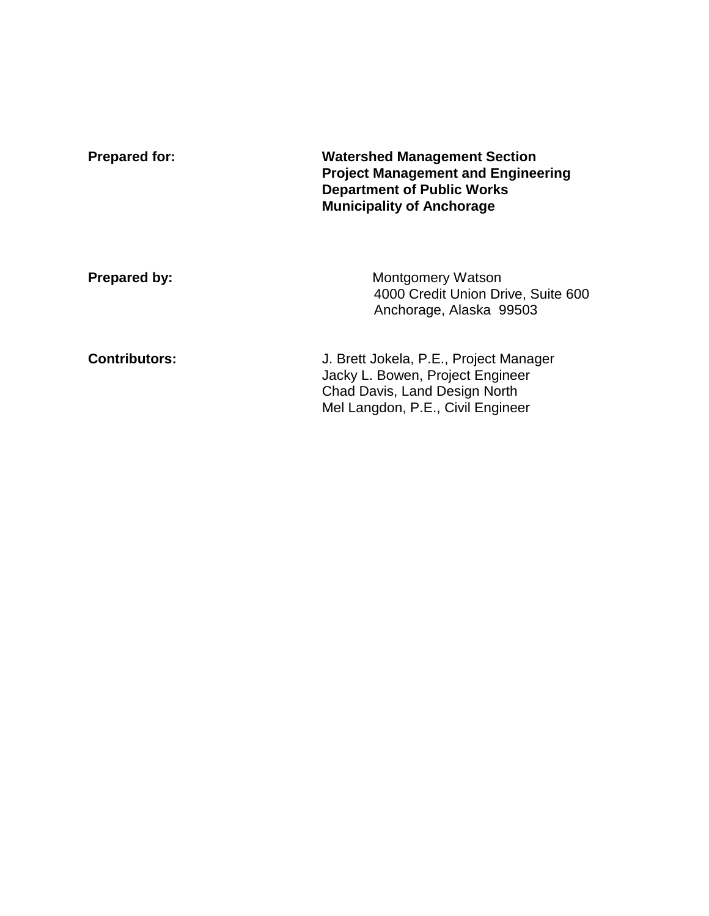**Prepared for:**

**Watershed Management Section**
**Project Management and Engineering**
**Department of Public Works**
**Municipality of Anchorage**

**Prepared by:**

Montgomery Watson
4000 Credit Union Drive, Suite 600
Anchorage, Alaska 99503

**Contributors:**

J. Brett Jokela, P.E., Project Manager
Jacky L. Bowen, Project Engineer
Chad Davis, Land Design North
Mel Langdon, P.E., Civil Engineer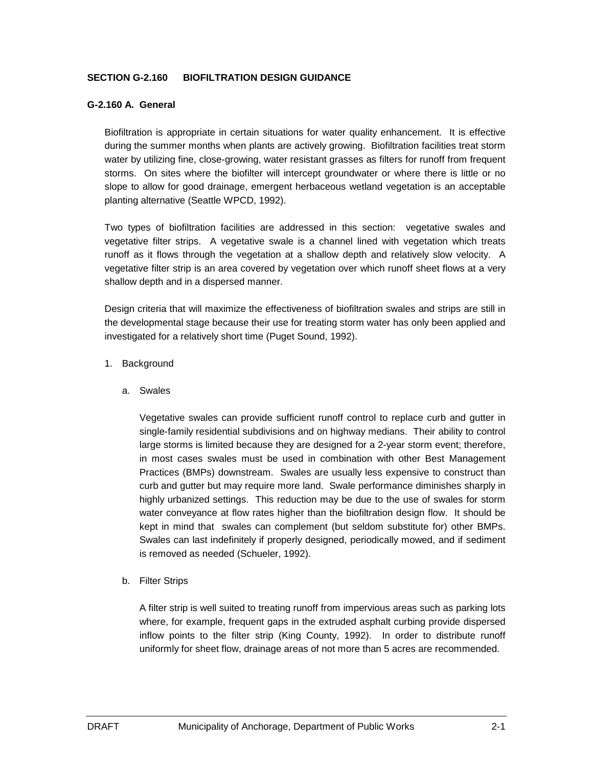## SECTION G-2.160 BIOFILTRATION DESIGN GUIDANCE

### G-2.160 A. General

Biofiltration is appropriate in certain situations for water quality enhancement. It is effective during the summer months when plants are actively growing. Biofiltration facilities treat storm water by utilizing fine, close-growing, water resistant grasses as filters for runoff from frequent storms. On sites where the biofilter will intercept groundwater or where there is little or no slope to allow for good drainage, emergent herbaceous wetland vegetation is an acceptable planting alternative (Seattle WPCD, 1992).

Two types of biofiltration facilities are addressed in this section: vegetative swales and vegetative filter strips. A vegetative swale is a channel lined with vegetation which treats runoff as it flows through the vegetation at a shallow depth and relatively slow velocity. A vegetative filter strip is an area covered by vegetation over which runoff sheet flows at a very shallow depth and in a dispersed manner.

Design criteria that will maximize the effectiveness of biofiltration swales and strips are still in the developmental stage because their use for treating storm water has only been applied and investigated for a relatively short time (Puget Sound, 1992).

1. Background

   a. Swales

      Vegetative swales can provide sufficient runoff control to replace curb and gutter in single-family residential subdivisions and on highway medians. Their ability to control large storms is limited because they are designed for a 2-year storm event; therefore, in most cases swales must be used in combination with other Best Management Practices (BMPs) downstream. Swales are usually less expensive to construct than curb and gutter but may require more land. Swale performance diminishes sharply in highly urbanized settings. This reduction may be due to the use of swales for storm water conveyance at flow rates higher than the biofiltration design flow. It should be kept in mind that swales can complement (but seldom substitute for) other BMPs. Swales can last indefinitely if properly designed, periodically mowed, and if sediment is removed as needed (Schueler, 1992).

   b. Filter Strips

      A filter strip is well suited to treating runoff from impervious areas such as parking lots where, for example, frequent gaps in the extruded asphalt curbing provide dispersed inflow points to the filter strip (King County, 1992). In order to distribute runoff uniformly for sheet flow, drainage areas of not more than 5 acres are recommended.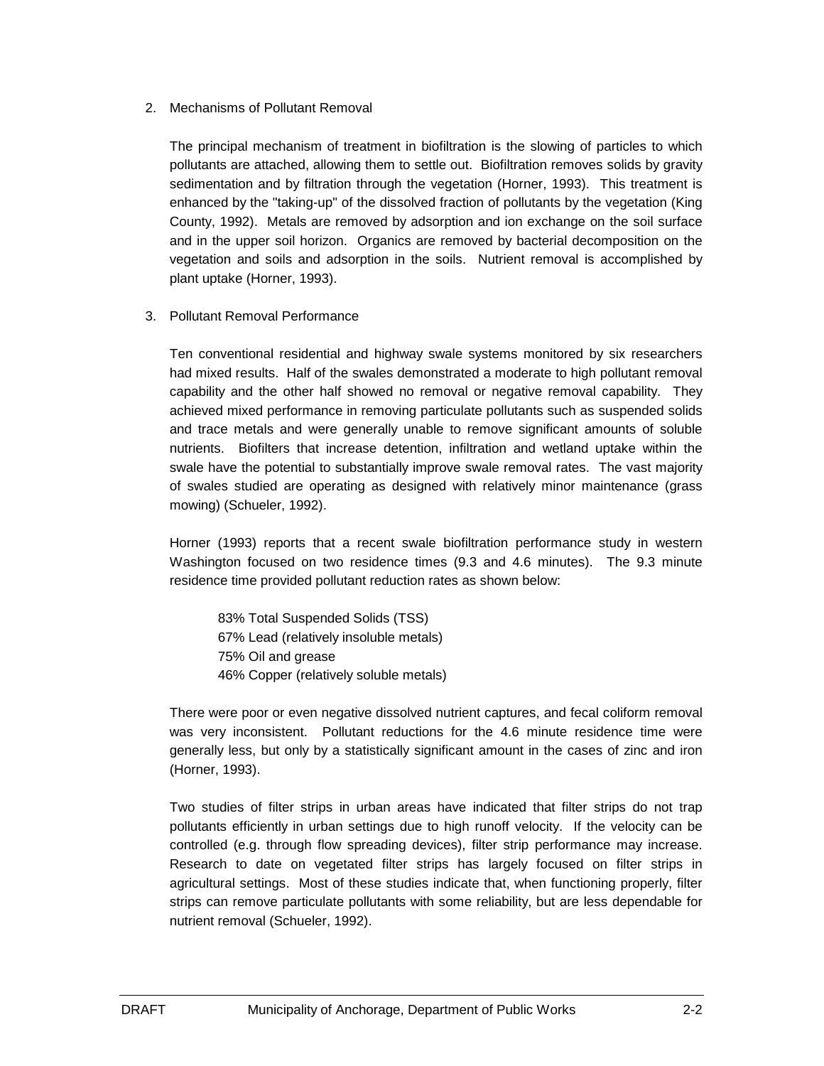2. Mechanisms of Pollutant Removal

The principal mechanism of treatment in biofiltration is the slowing of particles to which pollutants are attached, allowing them to settle out. Biofiltration removes solids by gravity sedimentation and by filtration through the vegetation (Horner, 1993). This treatment is enhanced by the "taking-up" of the dissolved fraction of pollutants by the vegetation (King County, 1992). Metals are removed by adsorption and ion exchange on the soil surface and in the upper soil horizon. Organics are removed by bacterial decomposition on the vegetation and soils and adsorption in the soils. Nutrient removal is accomplished by plant uptake (Horner, 1993).

3. Pollutant Removal Performance

Ten conventional residential and highway swale systems monitored by six researchers had mixed results. Half of the swales demonstrated a moderate to high pollutant removal capability and the other half showed no removal or negative removal capability. They achieved mixed performance in removing particulate pollutants such as suspended solids and trace metals and were generally unable to remove significant amounts of soluble nutrients. Biofilters that increase detention, infiltration and wetland uptake within the swale have the potential to substantially improve swale removal rates. The vast majority of swales studied are operating as designed with relatively minor maintenance (grass mowing) (Schueler, 1992).

Horner (1993) reports that a recent swale biofiltration performance study in western Washington focused on two residence times (9.3 and 4.6 minutes). The 9.3 minute residence time provided pollutant reduction rates as shown below:

83% Total Suspended Solids (TSS)
67% Lead (relatively insoluble metals)
75% Oil and grease
46% Copper (relatively soluble metals)

There were poor or even negative dissolved nutrient captures, and fecal coliform removal was very inconsistent. Pollutant reductions for the 4.6 minute residence time were generally less, but only by a statistically significant amount in the cases of zinc and iron (Horner, 1993).

Two studies of filter strips in urban areas have indicated that filter strips do not trap pollutants efficiently in urban settings due to high runoff velocity. If the velocity can be controlled (e.g. through flow spreading devices), filter strip performance may increase. Research to date on vegetated filter strips has largely focused on filter strips in agricultural settings. Most of these studies indicate that, when functioning properly, filter strips can remove particulate pollutants with some reliability, but are less dependable for nutrient removal (Schueler, 1992).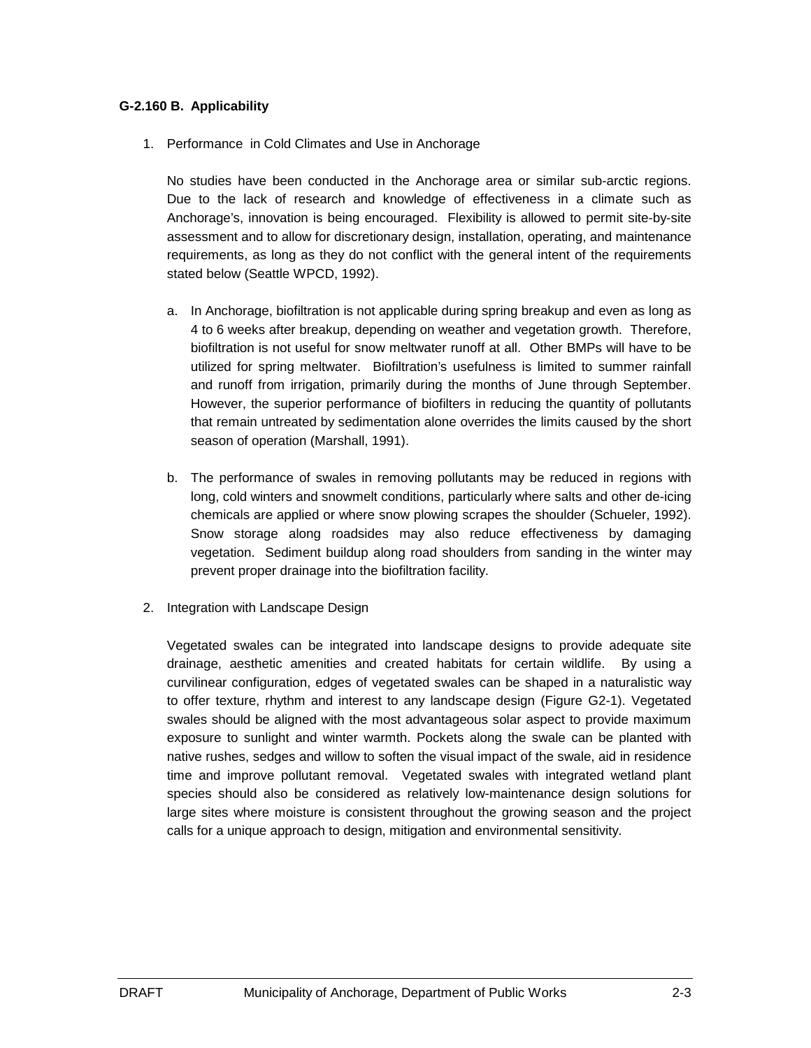**G-2.160 B. Applicability**

1. Performance in Cold Climates and Use in Anchorage

   No studies have been conducted in the Anchorage area or similar sub-arctic regions. Due to the lack of research and knowledge of effectiveness in a climate such as Anchorage's, innovation is being encouraged. Flexibility is allowed to permit site-by-site assessment and to allow for discretionary design, installation, operating, and maintenance requirements, as long as they do not conflict with the general intent of the requirements stated below (Seattle WPCD, 1992).

   a. In Anchorage, biofiltration is not applicable during spring breakup and even as long as 4 to 6 weeks after breakup, depending on weather and vegetation growth. Therefore, biofiltration is not useful for snow meltwater runoff at all. Other BMPs will have to be utilized for spring meltwater. Biofiltration's usefulness is limited to summer rainfall and runoff from irrigation, primarily during the months of June through September. However, the superior performance of biofilters in reducing the quantity of pollutants that remain untreated by sedimentation alone overrides the limits caused by the short season of operation (Marshall, 1991).

   b. The performance of swales in removing pollutants may be reduced in regions with long, cold winters and snowmelt conditions, particularly where salts and other de-icing chemicals are applied or where snow plowing scrapes the shoulder (Schueler, 1992). Snow storage along roadsides may also reduce effectiveness by damaging vegetation. Sediment buildup along road shoulders from sanding in the winter may prevent proper drainage into the biofiltration facility.

2. Integration with Landscape Design

   Vegetated swales can be integrated into landscape designs to provide adequate site drainage, aesthetic amenities and created habitats for certain wildlife. By using a curvilinear configuration, edges of vegetated swales can be shaped in a naturalistic way to offer texture, rhythm and interest to any landscape design (Figure G2-1). Vegetated swales should be aligned with the most advantageous solar aspect to provide maximum exposure to sunlight and winter warmth. Pockets along the swale can be planted with native rushes, sedges and willow to soften the visual impact of the swale, aid in residence time and improve pollutant removal. Vegetated swales with integrated wetland plant species should also be considered as relatively low-maintenance design solutions for large sites where moisture is consistent throughout the growing season and the project calls for a unique approach to design, mitigation and environmental sensitivity.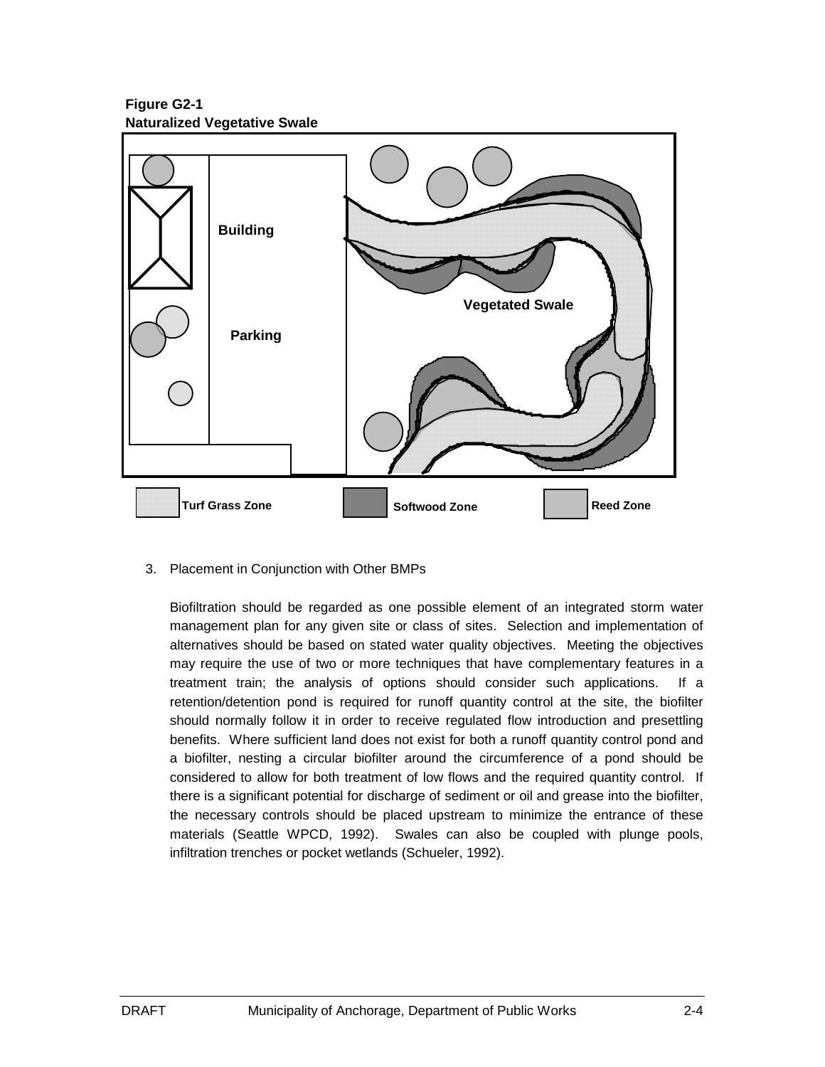**Figure G2-1**
**Naturalized Vegetative Swale**

3. Placement in Conjunction with Other BMPs

   Biofiltration should be regarded as one possible element of an integrated storm water management plan for any given site or class of sites. Selection and implementation of alternatives should be based on stated water quality objectives. Meeting the objectives may require the use of two or more techniques that have complementary features in a treatment train; the analysis of options should consider such applications. If a retention/detention pond is required for runoff quantity control at the site, the biofilter should normally follow it in order to receive regulated flow introduction and presettling benefits. Where sufficient land does not exist for both a runoff quantity control pond and a biofilter, nesting a circular biofilter around the circumference of a pond should be considered to allow for both treatment of low flows and the required quantity control. If there is a significant potential for discharge of sediment or oil and grease into the biofilter, the necessary controls should be placed upstream to minimize the entrance of these materials (Seattle WPCD, 1992). Swales can also be coupled with plunge pools, infiltration trenches or pocket wetlands (Schueler, 1992).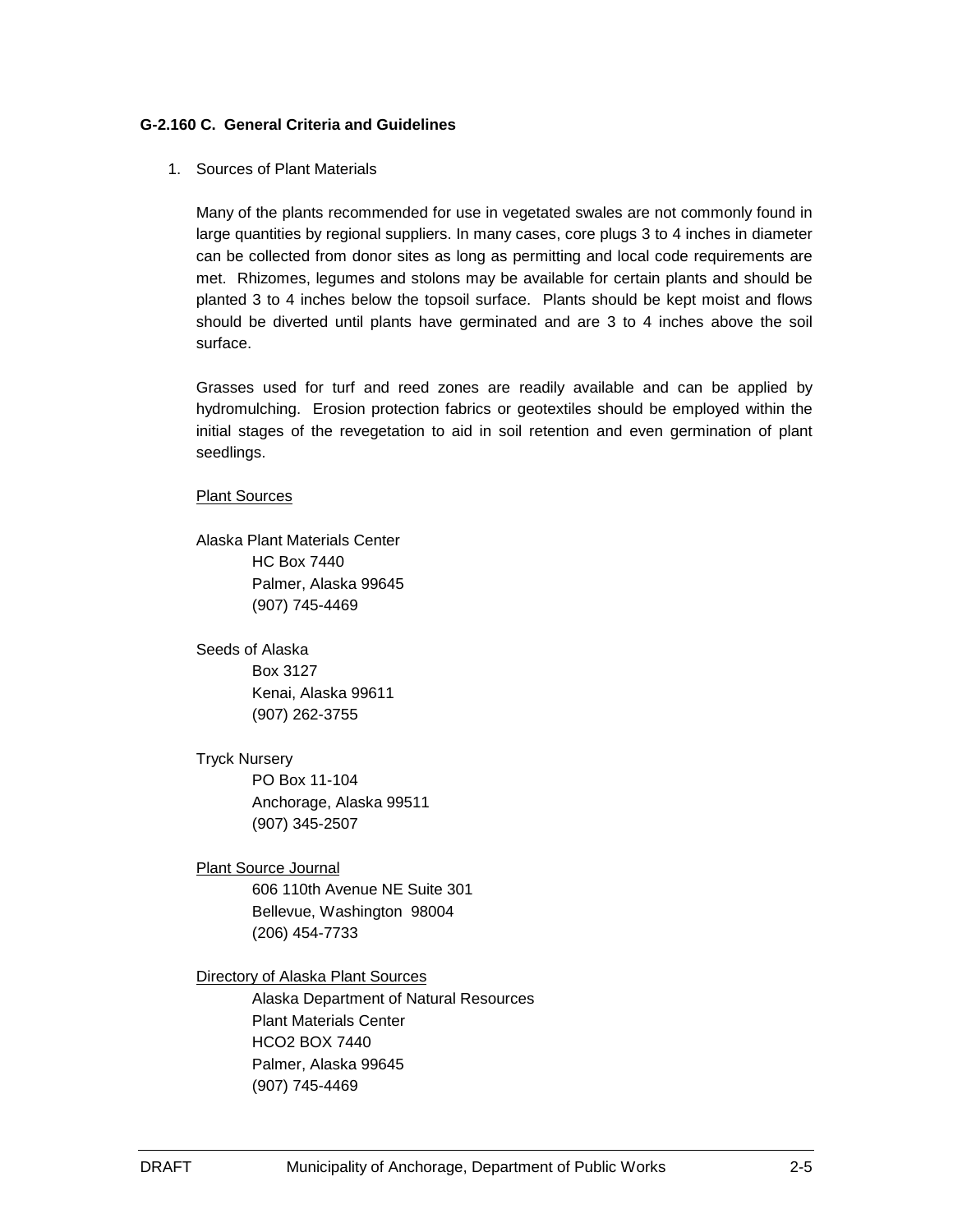**G-2.160 C. General Criteria and Guidelines**

1. Sources of Plant Materials

   Many of the plants recommended for use in vegetated swales are not commonly found in large quantities by regional suppliers. In many cases, core plugs 3 to 4 inches in diameter can be collected from donor sites as long as permitting and local code requirements are met. Rhizomes, legumes and stolons may be available for certain plants and should be planted 3 to 4 inches below the topsoil surface. Plants should be kept moist and flows should be diverted until plants have germinated and are 3 to 4 inches above the soil surface.

   Grasses used for turf and reed zones are readily available and can be applied by hydromulching. Erosion protection fabrics or geotextiles should be employed within the initial stages of the revegetation to aid in soil retention and even germination of plant seedlings.

   <u>Plant Sources</u>

   Alaska Plant Materials Center
   HC Box 7440
   Palmer, Alaska 99645
   (907) 745-4469

   Seeds of Alaska
   Box 3127
   Kenai, Alaska 99611
   (907) 262-3755

   Tryck Nursery
   PO Box 11-104
   Anchorage, Alaska 99511
   (907) 345-2507

   <u>Plant Source Journal</u>
   606 110th Avenue NE Suite 301
   Bellevue, Washington 98004
   (206) 454-7733

   <u>Directory of Alaska Plant Sources</u>
   Alaska Department of Natural Resources
   Plant Materials Center
   HCO2 BOX 7440
   Palmer, Alaska 99645
   (907) 745-4469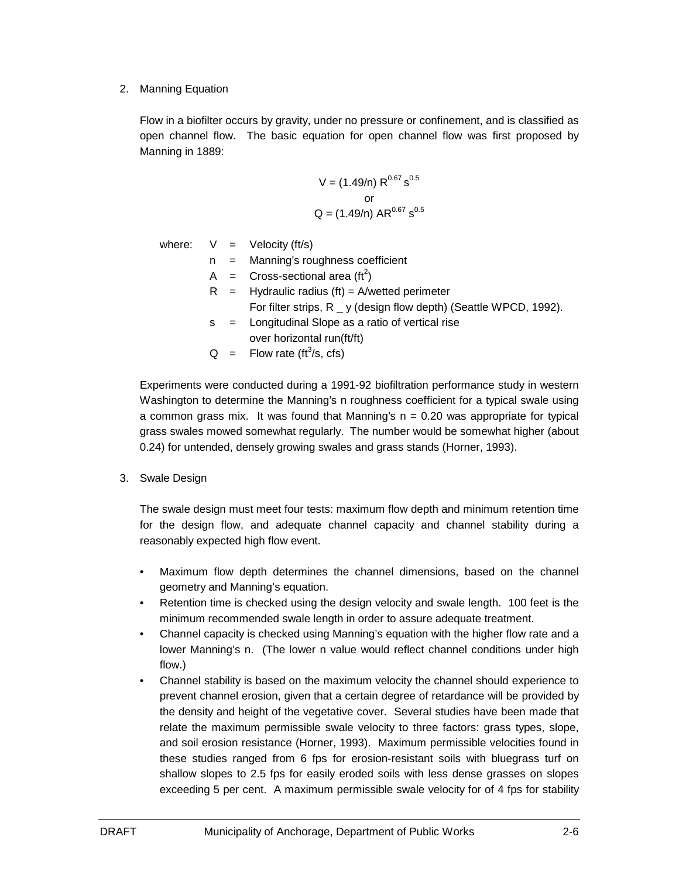2. Manning Equation

   Flow in a biofilter occurs by gravity, under no pressure or confinement, and is classified as open channel flow. The basic equation for open channel flow was first proposed by Manning in 1889:

$$V = (1.49/n)\ R^{0.67}\ s^{0.5}$$

or

$$Q = (1.49/n)\ AR^{0.67}\ s^{0.5}$$

   where:
   - $V$ = Velocity (ft/s)
   - $n$ = Manning's roughness coefficient
   - $A$ = Cross-sectional area ($ft^2$)
   - $R$ = Hydraulic radius (ft) = A/wetted perimeter
     For filter strips, R _ y (design flow depth) (Seattle WPCD, 1992).
   - $s$ = Longitudinal Slope as a ratio of vertical rise over horizontal run(ft/ft)
   - $Q$ = Flow rate ($ft^3$/s, cfs)

   Experiments were conducted during a 1991-92 biofiltration performance study in western Washington to determine the Manning's n roughness coefficient for a typical swale using a common grass mix. It was found that Manning's n = 0.20 was appropriate for typical grass swales mowed somewhat regularly. The number would be somewhat higher (about 0.24) for untended, densely growing swales and grass stands (Horner, 1993).

3. Swale Design

   The swale design must meet four tests: maximum flow depth and minimum retention time for the design flow, and adequate channel capacity and channel stability during a reasonably expected high flow event.

   - Maximum flow depth determines the channel dimensions, based on the channel geometry and Manning's equation.
   - Retention time is checked using the design velocity and swale length. 100 feet is the minimum recommended swale length in order to assure adequate treatment.
   - Channel capacity is checked using Manning's equation with the higher flow rate and a lower Manning's n. (The lower n value would reflect channel conditions under high flow.)
   - Channel stability is based on the maximum velocity the channel should experience to prevent channel erosion, given that a certain degree of retardance will be provided by the density and height of the vegetative cover. Several studies have been made that relate the maximum permissible swale velocity to three factors: grass types, slope, and soil erosion resistance (Horner, 1993). Maximum permissible velocities found in these studies ranged from 6 fps for erosion-resistant soils with bluegrass turf on shallow slopes to 2.5 fps for easily eroded soils with less dense grasses on slopes exceeding 5 per cent. A maximum permissible swale velocity for of 4 fps for stability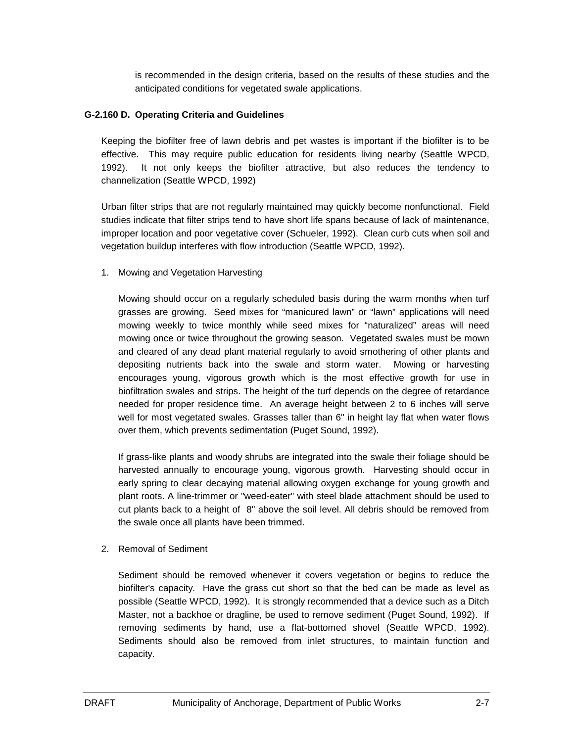is recommended in the design criteria, based on the results of these studies and the anticipated conditions for vegetated swale applications.

**G-2.160 D. Operating Criteria and Guidelines**

Keeping the biofilter free of lawn debris and pet wastes is important if the biofilter is to be effective. This may require public education for residents living nearby (Seattle WPCD, 1992). It not only keeps the biofilter attractive, but also reduces the tendency to channelization (Seattle WPCD, 1992)

Urban filter strips that are not regularly maintained may quickly become nonfunctional. Field studies indicate that filter strips tend to have short life spans because of lack of maintenance, improper location and poor vegetative cover (Schueler, 1992). Clean curb cuts when soil and vegetation buildup interferes with flow introduction (Seattle WPCD, 1992).

1. Mowing and Vegetation Harvesting

   Mowing should occur on a regularly scheduled basis during the warm months when turf grasses are growing. Seed mixes for "manicured lawn" or "lawn" applications will need mowing weekly to twice monthly while seed mixes for "naturalized" areas will need mowing once or twice throughout the growing season. Vegetated swales must be mown and cleared of any dead plant material regularly to avoid smothering of other plants and depositing nutrients back into the swale and storm water. Mowing or harvesting encourages young, vigorous growth which is the most effective growth for use in biofiltration swales and strips. The height of the turf depends on the degree of retardance needed for proper residence time. An average height between 2 to 6 inches will serve well for most vegetated swales. Grasses taller than 6" in height lay flat when water flows over them, which prevents sedimentation (Puget Sound, 1992).

   If grass-like plants and woody shrubs are integrated into the swale their foliage should be harvested annually to encourage young, vigorous growth. Harvesting should occur in early spring to clear decaying material allowing oxygen exchange for young growth and plant roots. A line-trimmer or "weed-eater" with steel blade attachment should be used to cut plants back to a height of 8" above the soil level. All debris should be removed from the swale once all plants have been trimmed.

2. Removal of Sediment

   Sediment should be removed whenever it covers vegetation or begins to reduce the biofilter's capacity. Have the grass cut short so that the bed can be made as level as possible (Seattle WPCD, 1992). It is strongly recommended that a device such as a Ditch Master, not a backhoe or dragline, be used to remove sediment (Puget Sound, 1992). If removing sediments by hand, use a flat-bottomed shovel (Seattle WPCD, 1992). Sediments should also be removed from inlet structures, to maintain function and capacity.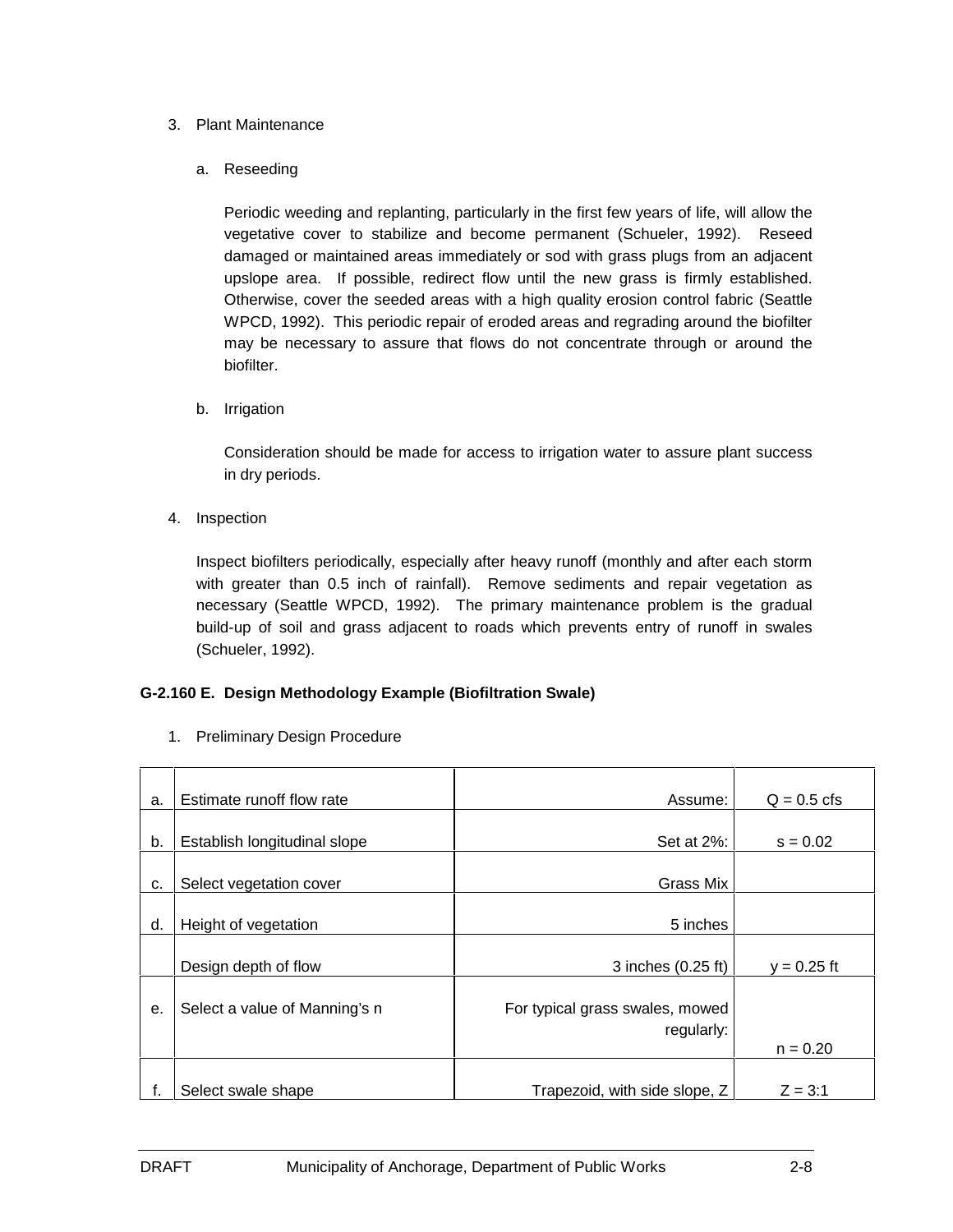3. Plant Maintenance

   a. Reseeding

      Periodic weeding and replanting, particularly in the first few years of life, will allow the vegetative cover to stabilize and become permanent (Schueler, 1992). Reseed damaged or maintained areas immediately or sod with grass plugs from an adjacent upslope area. If possible, redirect flow until the new grass is firmly established. Otherwise, cover the seeded areas with a high quality erosion control fabric (Seattle WPCD, 1992). This periodic repair of eroded areas and regrading around the biofilter may be necessary to assure that flows do not concentrate through or around the biofilter.

   b. Irrigation

      Consideration should be made for access to irrigation water to assure plant success in dry periods.

4. Inspection

   Inspect biofilters periodically, especially after heavy runoff (monthly and after each storm with greater than 0.5 inch of rainfall). Remove sediments and repair vegetation as necessary (Seattle WPCD, 1992). The primary maintenance problem is the gradual build-up of soil and grass adjacent to roads which prevents entry of runoff in swales (Schueler, 1992).

**G-2.160 E. Design Methodology Example (Biofiltration Swale)**

1. Preliminary Design Procedure

| | | | |
|---|---|---|---|
| a. | Estimate runoff flow rate | Assume: | Q = 0.5 cfs |
| b. | Establish longitudinal slope | Set at 2%: | s = 0.02 |
| c. | Select vegetation cover | Grass Mix | |
| d. | Height of vegetation | 5 inches | |
| | Design depth of flow | 3 inches (0.25 ft) | y = 0.25 ft |
| e. | Select a value of Manning's n | For typical grass swales, mowed regularly: | n = 0.20 |
| f. | Select swale shape | Trapezoid, with side slope, Z | Z = 3:1 |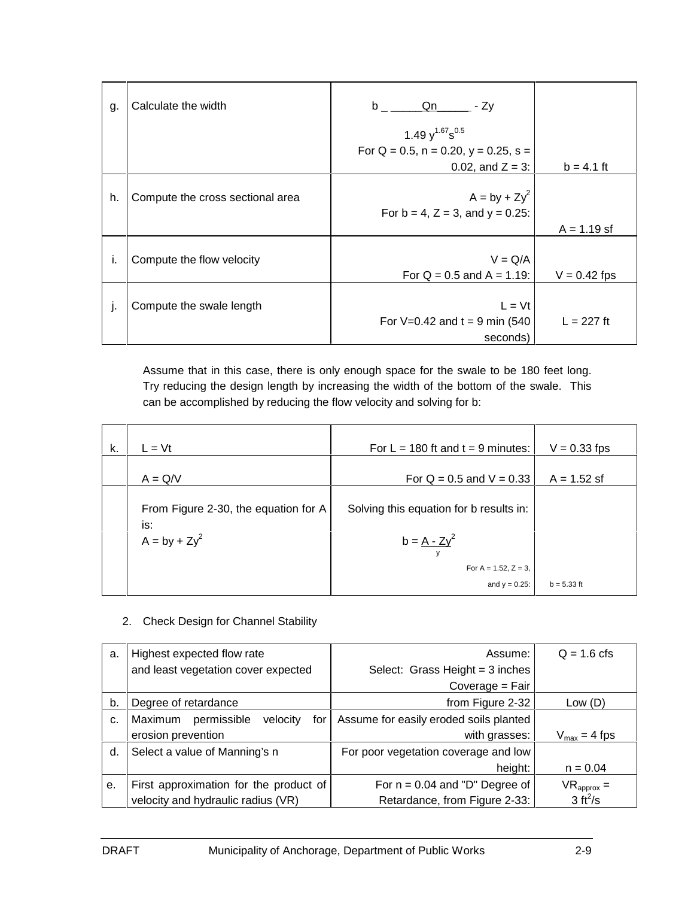| | | | |
|---|---|---|---|
| g. | Calculate the width | $b = \dfrac{Qn}{1.49\, y^{1.67} s^{0.5}} - Zy$ <br> For Q = 0.5, n = 0.20, y = 0.25, s = 0.02, and Z = 3: | b = 4.1 ft |
| h. | Compute the cross sectional area | $A = by + Zy^2$ <br> For b = 4, Z = 3, and y = 0.25: | A = 1.19 sf |
| i. | Compute the flow velocity | $V = Q/A$ <br> For Q = 0.5 and A = 1.19: | V = 0.42 fps |
| j. | Compute the swale length | $L = Vt$ <br> For V=0.42 and t = 9 min (540 seconds) | L = 227 ft |

Assume that in this case, there is only enough space for the swale to be 180 feet long. Try reducing the design length by increasing the width of the bottom of the swale. This can be accomplished by reducing the flow velocity and solving for b:

| | | | |
|---|---|---|---|
| k. | $L = Vt$ | For L = 180 ft and t = 9 minutes: | V = 0.33 fps |
| | $A = Q/V$ | For Q = 0.5 and V = 0.33 | A = 1.52 sf |
| | From Figure 2-30, the equation for A is: | Solving this equation for b results in: | |
| | $A = by + Zy^2$ | $b = \dfrac{A - Zy^2}{y}$ <br> For A = 1.52, Z = 3, and y = 0.25: | b = 5.33 ft |

2. Check Design for Channel Stability

| | | | |
|---|---|---|---|
| a. | Highest expected flow rate and least vegetation cover expected | Assume: <br> Select: Grass Height = 3 inches <br> Coverage = Fair | Q = 1.6 cfs |
| b. | Degree of retardance | from Figure 2-32 | Low (D) |
| c. | Maximum permissible velocity for erosion prevention | Assume for easily eroded soils planted with grasses: | $V_{max}$ = 4 fps |
| d. | Select a value of Manning's n | For poor vegetation coverage and low height: | n = 0.04 |
| e. | First approximation for the product of velocity and hydraulic radius (VR) | For n = 0.04 and "D" Degree of Retardance, from Figure 2-33: | $VR_{approx}$ = 3 $ft^2/s$ |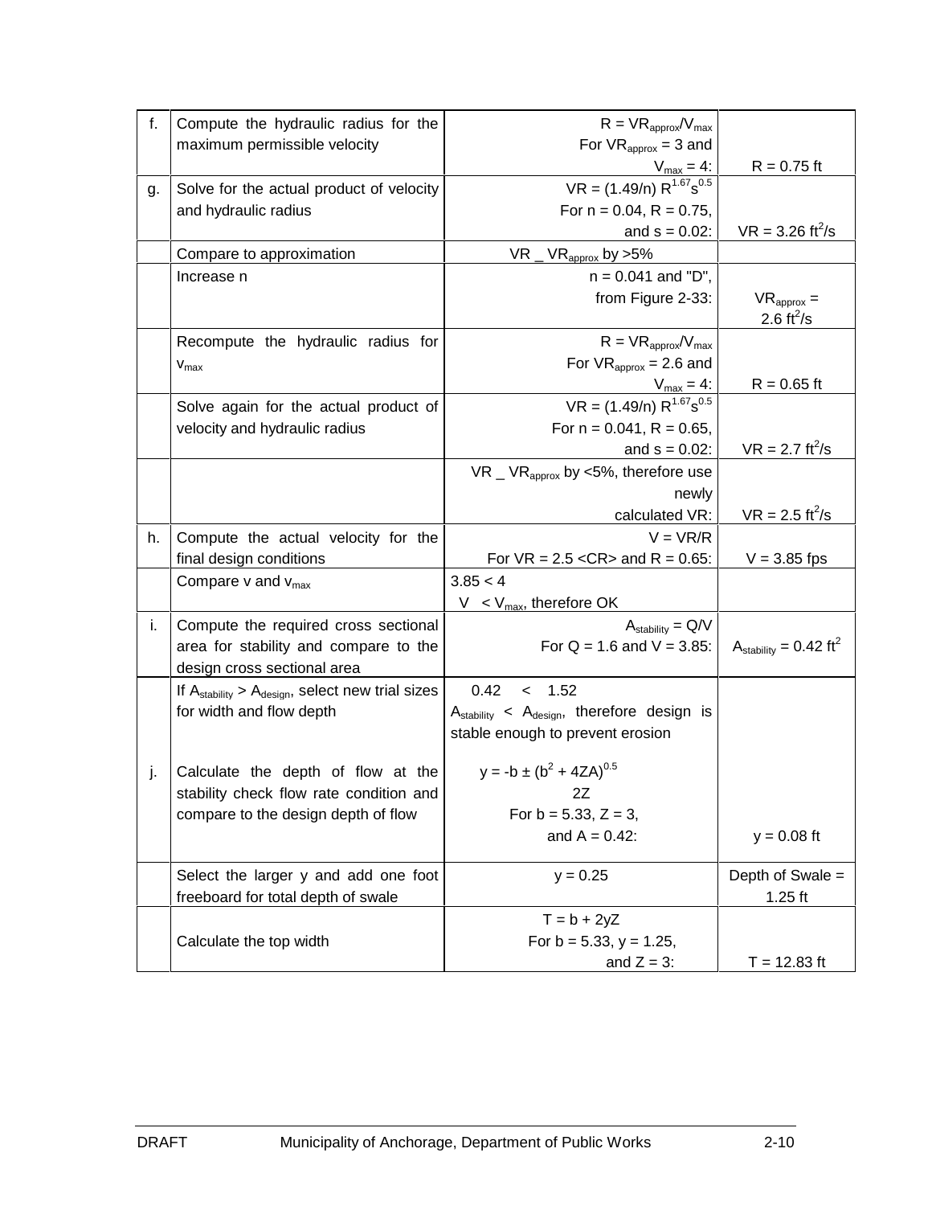| | | | |
|---|---|---|---|
| f. | Compute the hydraulic radius for the maximum permissible velocity | $R = VR_{approx}/V_{max}$ For $VR_{approx} = 3$ and $V_{max} = 4$: | $R = 0.75$ ft |
| g. | Solve for the actual product of velocity and hydraulic radius | $VR = (1.49/n)\ R^{1.67}s^{0.5}$ For $n = 0.04$, $R = 0.75$, and $s = 0.02$: | $VR = 3.26\ ft^2/s$ |
| | Compare to approximation | $VR$ _ $VR_{approx}$ by >5% | |
| | Increase n | $n = 0.041$ and "D", from Figure 2-33: | $VR_{approx} = 2.6\ ft^2/s$ |
| | Recompute the hydraulic radius for $v_{max}$ | $R = VR_{approx}/V_{max}$ For $VR_{approx} = 2.6$ and $V_{max} = 4$: | $R = 0.65$ ft |
| | Solve again for the actual product of velocity and hydraulic radius | $VR = (1.49/n)\ R^{1.67}s^{0.5}$ For $n = 0.041$, $R = 0.65$, and $s = 0.02$: | $VR = 2.7\ ft^2/s$ |
| | | $VR$ _ $VR_{approx}$ by <5%, therefore use newly calculated VR: | $VR = 2.5\ ft^2/s$ |
| h. | Compute the actual velocity for the final design conditions | $V = VR/R$ For $VR = 2.5$ <CR> and $R = 0.65$: | $V = 3.85$ fps |
| | Compare v and $v_{max}$ | $3.85 < 4$ $V < V_{max}$, therefore OK | |
| i. | Compute the required cross sectional area for stability and compare to the design cross sectional area | $A_{stability} = Q/V$ For $Q = 1.6$ and $V = 3.85$: | $A_{stability} = 0.42\ ft^2$ |
| | If $A_{stability} > A_{design}$, select new trial sizes for width and flow depth | $0.42 < 1.52$ $A_{stability} < A_{design}$, therefore design is stable enough to prevent erosion | |
| j. | Calculate the depth of flow at the stability check flow rate condition and compare to the design depth of flow | $y = \dfrac{-b \pm (b^2 + 4ZA)^{0.5}}{2Z}$ For $b = 5.33$, $Z = 3$, and $A = 0.42$: | $y = 0.08$ ft |
| | Select the larger y and add one foot freeboard for total depth of swale | $y = 0.25$ | Depth of Swale = 1.25 ft |
| | Calculate the top width | $T = b + 2yZ$ For $b = 5.33$, $y = 1.25$, and $Z = 3$: | $T = 12.83$ ft |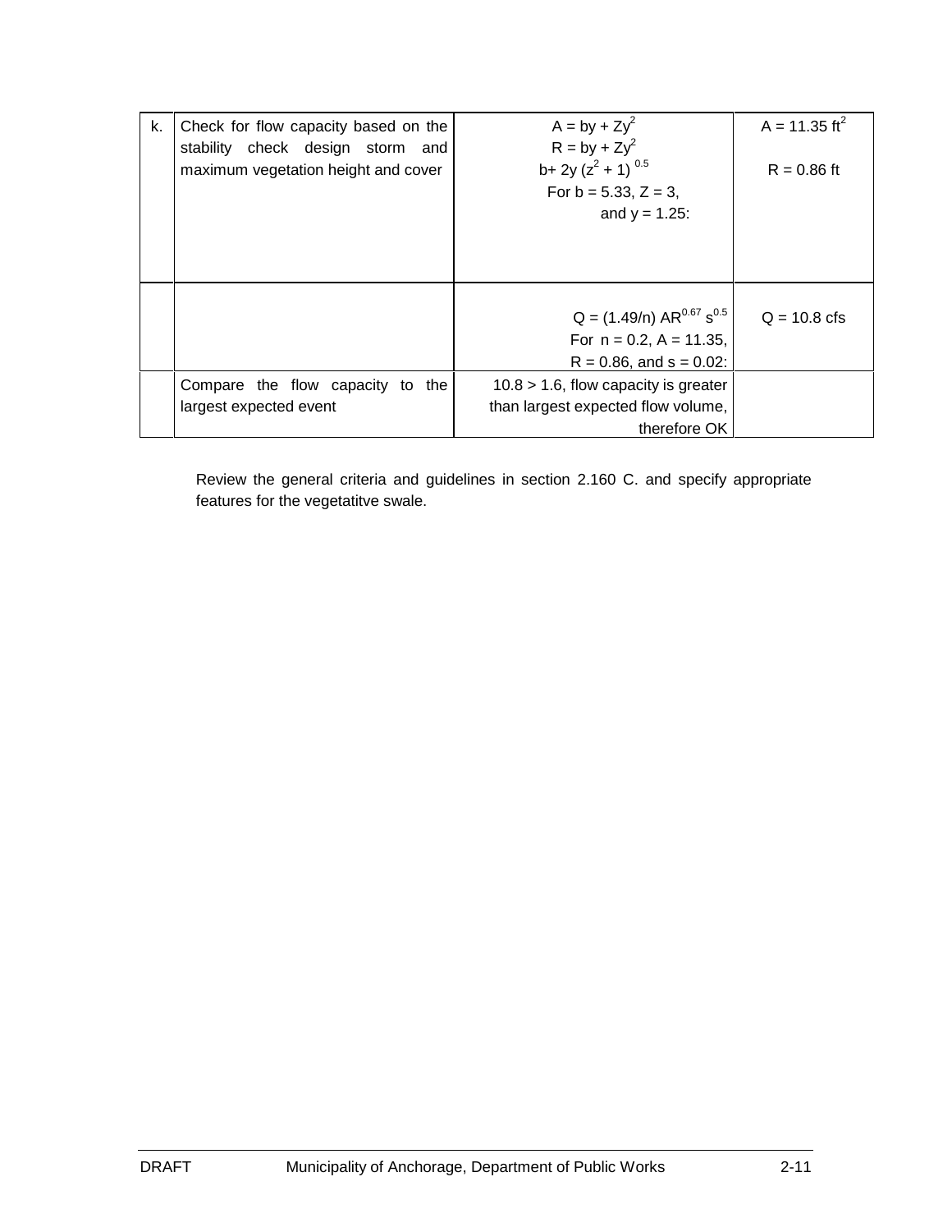| | | | |
|---|---|---|---|
| k. | Check for flow capacity based on the stability check design storm and maximum vegetation height and cover | $A = by + Zy^2$<br>$R = by + Zy^2$<br>$b + 2y (z^2 + 1)^{0.5}$<br>For b = 5.33, Z = 3,<br>and y = 1.25: | $A = 11.35\ ft^2$<br><br>R = 0.86 ft |
| | | $Q = (1.49/n)\ AR^{0.67}\ s^{0.5}$<br>For n = 0.2, A = 11.35,<br>R = 0.86, and s = 0.02: | Q = 10.8 cfs |
| | Compare the flow capacity to the largest expected event | 10.8 > 1.6, flow capacity is greater than largest expected flow volume, therefore OK | |

Review the general criteria and guidelines in section 2.160 C. and specify appropriate features for the vegetatitve swale.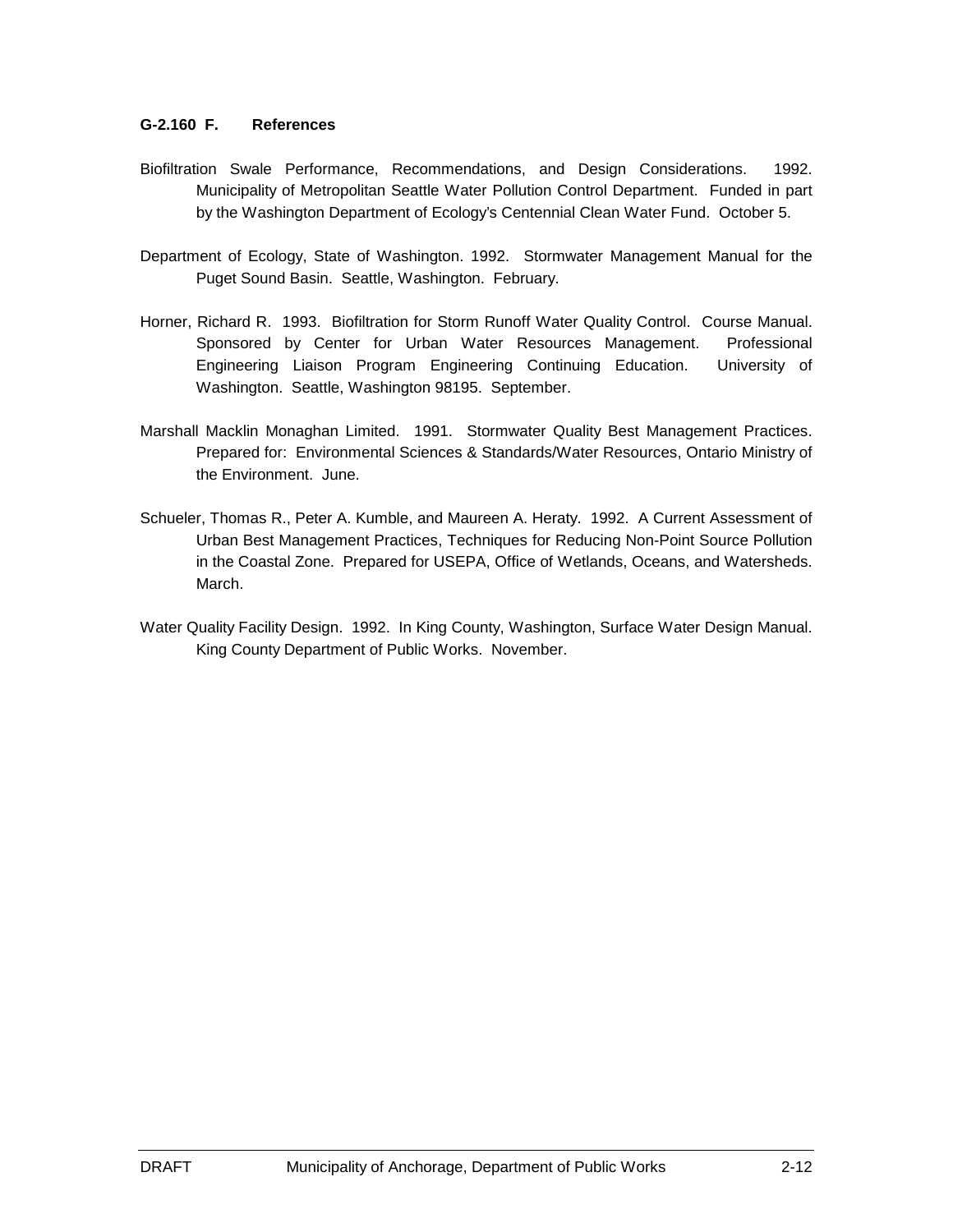#### G-2.160 F. References

Biofiltration Swale Performance, Recommendations, and Design Considerations. 1992. Municipality of Metropolitan Seattle Water Pollution Control Department. Funded in part by the Washington Department of Ecology's Centennial Clean Water Fund. October 5.

Department of Ecology, State of Washington. 1992. Stormwater Management Manual for the Puget Sound Basin. Seattle, Washington. February.

Horner, Richard R. 1993. Biofiltration for Storm Runoff Water Quality Control. Course Manual. Sponsored by Center for Urban Water Resources Management. Professional Engineering Liaison Program Engineering Continuing Education. University of Washington. Seattle, Washington 98195. September.

Marshall Macklin Monaghan Limited. 1991. Stormwater Quality Best Management Practices. Prepared for: Environmental Sciences & Standards/Water Resources, Ontario Ministry of the Environment. June.

Schueler, Thomas R., Peter A. Kumble, and Maureen A. Heraty. 1992. A Current Assessment of Urban Best Management Practices, Techniques for Reducing Non-Point Source Pollution in the Coastal Zone. Prepared for USEPA, Office of Wetlands, Oceans, and Watersheds. March.

Water Quality Facility Design. 1992. In King County, Washington, Surface Water Design Manual. King County Department of Public Works. November.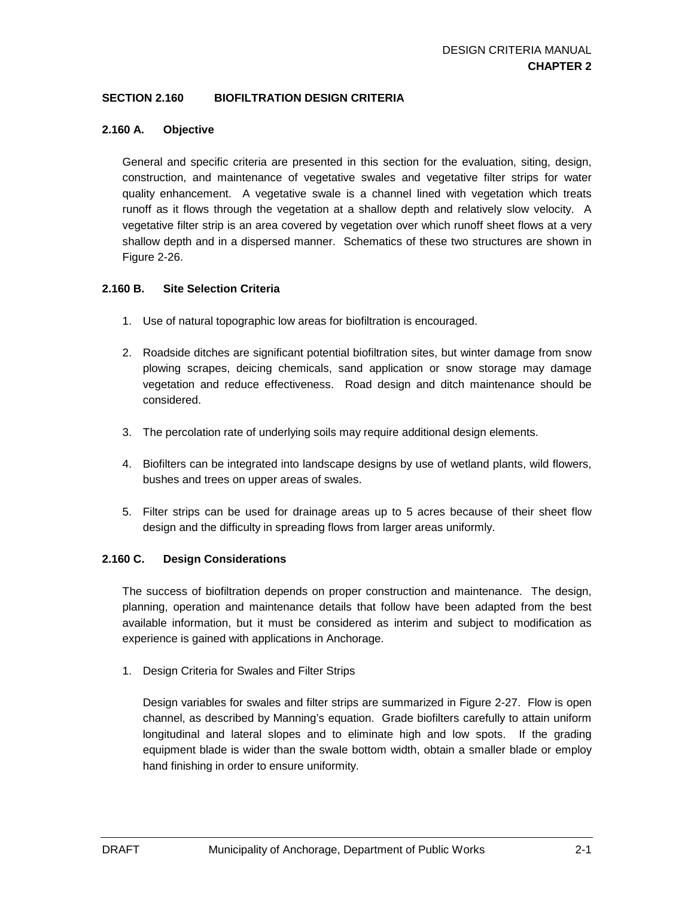## SECTION 2.160 BIOFILTRATION DESIGN CRITERIA

### 2.160 A. Objective

General and specific criteria are presented in this section for the evaluation, siting, design, construction, and maintenance of vegetative swales and vegetative filter strips for water quality enhancement. A vegetative swale is a channel lined with vegetation which treats runoff as it flows through the vegetation at a shallow depth and relatively slow velocity. A vegetative filter strip is an area covered by vegetation over which runoff sheet flows at a very shallow depth and in a dispersed manner. Schematics of these two structures are shown in Figure 2-26.

### 2.160 B. Site Selection Criteria

1. Use of natural topographic low areas for biofiltration is encouraged.

2. Roadside ditches are significant potential biofiltration sites, but winter damage from snow plowing scrapes, deicing chemicals, sand application or snow storage may damage vegetation and reduce effectiveness. Road design and ditch maintenance should be considered.

3. The percolation rate of underlying soils may require additional design elements.

4. Biofilters can be integrated into landscape designs by use of wetland plants, wild flowers, bushes and trees on upper areas of swales.

5. Filter strips can be used for drainage areas up to 5 acres because of their sheet flow design and the difficulty in spreading flows from larger areas uniformly.

### 2.160 C. Design Considerations

The success of biofiltration depends on proper construction and maintenance. The design, planning, operation and maintenance details that follow have been adapted from the best available information, but it must be considered as interim and subject to modification as experience is gained with applications in Anchorage.

1. Design Criteria for Swales and Filter Strips

   Design variables for swales and filter strips are summarized in Figure 2-27. Flow is open channel, as described by Manning's equation. Grade biofilters carefully to attain uniform longitudinal and lateral slopes and to eliminate high and low spots. If the grading equipment blade is wider than the swale bottom width, obtain a smaller blade or employ hand finishing in order to ensure uniformity.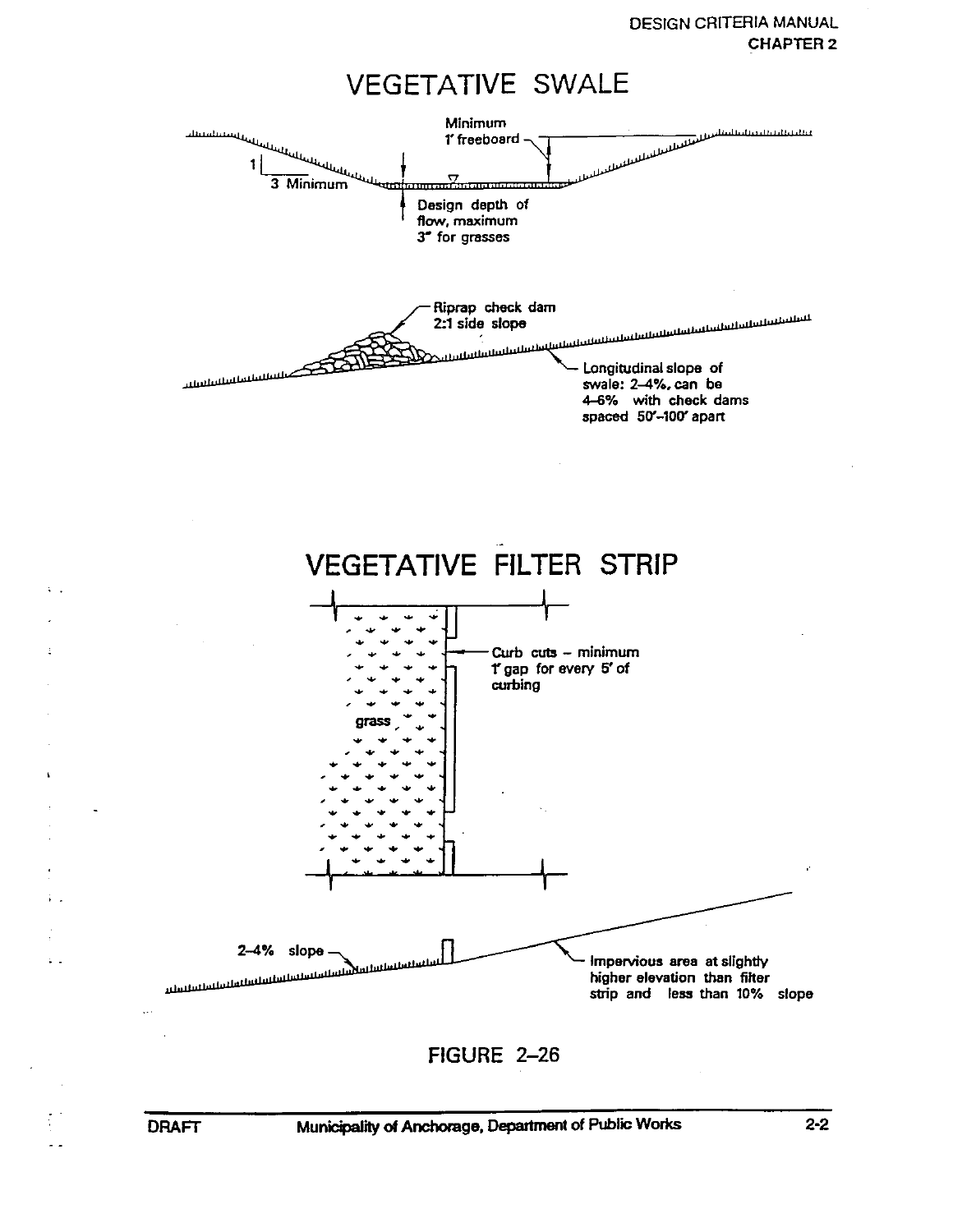## VEGETATIVE SWALE

Minimum 1' freeboard

1
3 Minimum

Design depth of flow, maximum 3" for grasses

Riprap check dam 2:1 side slope

Longitudinal slope of swale: 2–4%, can be 4–6% with check dams spaced 50'–100' apart

## VEGETATIVE FILTER STRIP

Curb cuts – minimum 1' gap for every 5' of curbing

grass

2–4% slope

Impervious area at slightly higher elevation than filter strip and less than 10% slope

FIGURE 2–26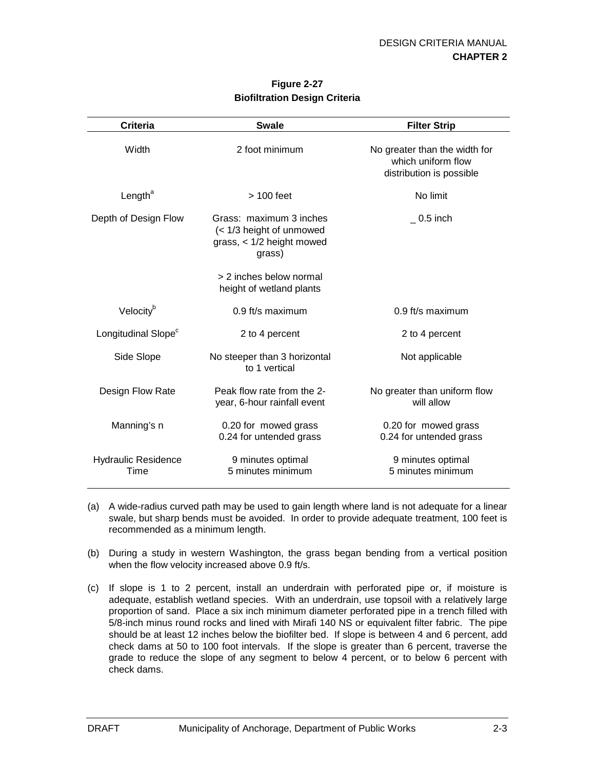**Figure 2-27**
**Biofiltration Design Criteria**

| Criteria | Swale | Filter Strip |
|---|---|---|
| Width | 2 foot minimum | No greater than the width for which uniform flow distribution is possible |
| Length[a] | > 100 feet | No limit |
| Depth of Design Flow | Grass: maximum 3 inches (< 1/3 height of unmowed grass, < 1/2 height mowed grass)<br><br>> 2 inches below normal height of wetland plants | _ 0.5 inch |
| Velocity[b] | 0.9 ft/s maximum | 0.9 ft/s maximum |
| Longitudinal Slope[c] | 2 to 4 percent | 2 to 4 percent |
| Side Slope | No steeper than 3 horizontal to 1 vertical | Not applicable |
| Design Flow Rate | Peak flow rate from the 2-year, 6-hour rainfall event | No greater than uniform flow will allow |
| Manning's n | 0.20 for mowed grass<br>0.24 for untended grass | 0.20 for mowed grass<br>0.24 for untended grass |
| Hydraulic Residence Time | 9 minutes optimal<br>5 minutes minimum | 9 minutes optimal<br>5 minutes minimum |

(a) A wide-radius curved path may be used to gain length where land is not adequate for a linear swale, but sharp bends must be avoided. In order to provide adequate treatment, 100 feet is recommended as a minimum length.

(b) During a study in western Washington, the grass began bending from a vertical position when the flow velocity increased above 0.9 ft/s.

(c) If slope is 1 to 2 percent, install an underdrain with perforated pipe or, if moisture is adequate, establish wetland species. With an underdrain, use topsoil with a relatively large proportion of sand. Place a six inch minimum diameter perforated pipe in a trench filled with 5/8-inch minus round rocks and lined with Mirafi 140 NS or equivalent filter fabric. The pipe should be at least 12 inches below the biofilter bed. If slope is between 4 and 6 percent, add check dams at 50 to 100 foot intervals. If the slope is greater than 6 percent, traverse the grade to reduce the slope of any segment to below 4 percent, or to below 6 percent with check dams.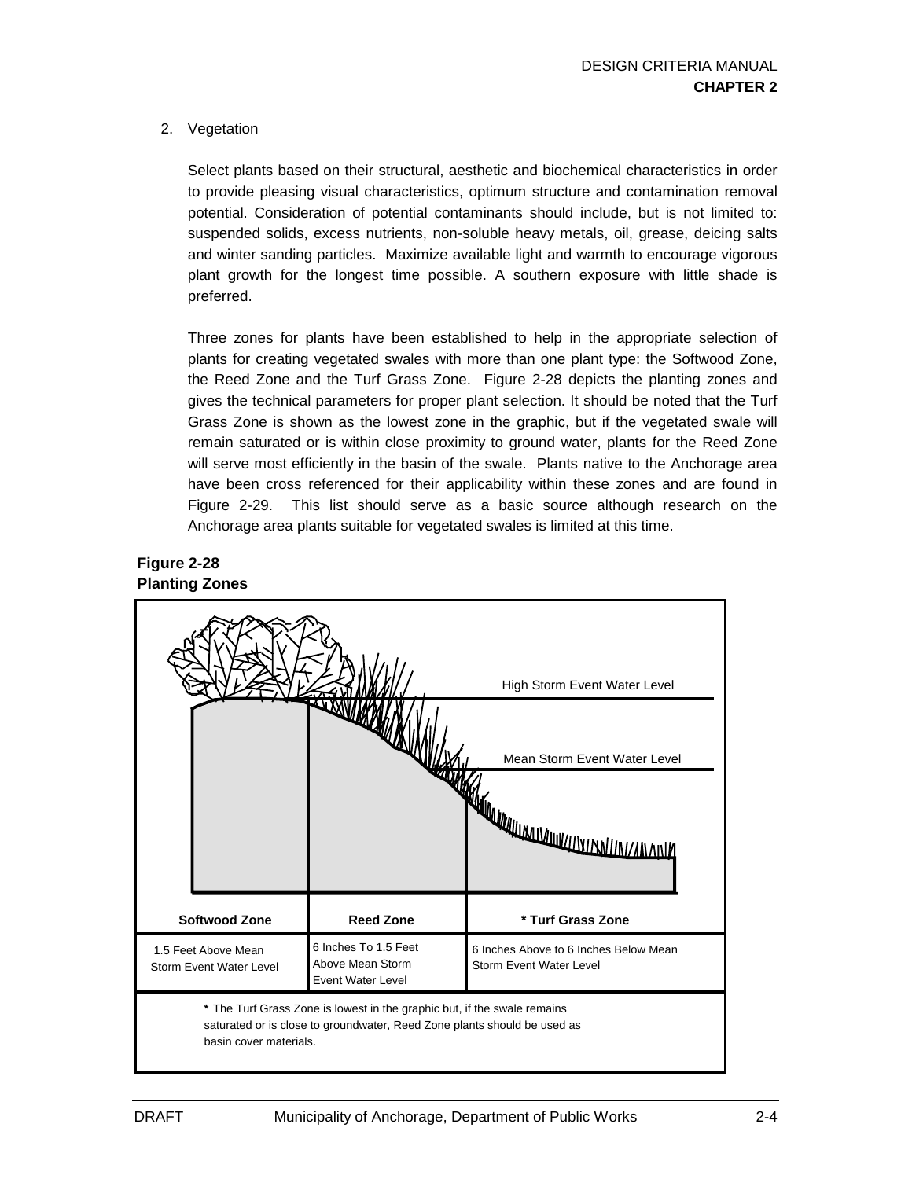2. Vegetation

   Select plants based on their structural, aesthetic and biochemical characteristics in order to provide pleasing visual characteristics, optimum structure and contamination removal potential. Consideration of potential contaminants should include, but is not limited to: suspended solids, excess nutrients, non-soluble heavy metals, oil, grease, deicing salts and winter sanding particles. Maximize available light and warmth to encourage vigorous plant growth for the longest time possible. A southern exposure with little shade is preferred.

   Three zones for plants have been established to help in the appropriate selection of plants for creating vegetated swales with more than one plant type: the Softwood Zone, the Reed Zone and the Turf Grass Zone. Figure 2-28 depicts the planting zones and gives the technical parameters for proper plant selection. It should be noted that the Turf Grass Zone is shown as the lowest zone in the graphic, but if the vegetated swale will remain saturated or is within close proximity to ground water, plants for the Reed Zone will serve most efficiently in the basin of the swale. Plants native to the Anchorage area have been cross referenced for their applicability within these zones and are found in Figure 2-29. This list should serve as a basic source although research on the Anchorage area plants suitable for vegetated swales is limited at this time.

**Figure 2-28**
**Planting Zones**

High Storm Event Water Level

Mean Storm Event Water Level

| Softwood Zone | Reed Zone | * Turf Grass Zone |
|---|---|---|
| 1.5 Feet Above Mean Storm Event Water Level | 6 Inches To 1.5 Feet Above Mean Storm Event Water Level | 6 Inches Above to 6 Inches Below Mean Storm Event Water Level |

**\*** The Turf Grass Zone is lowest in the graphic but, if the swale remains saturated or is close to groundwater, Reed Zone plants should be used as basin cover materials.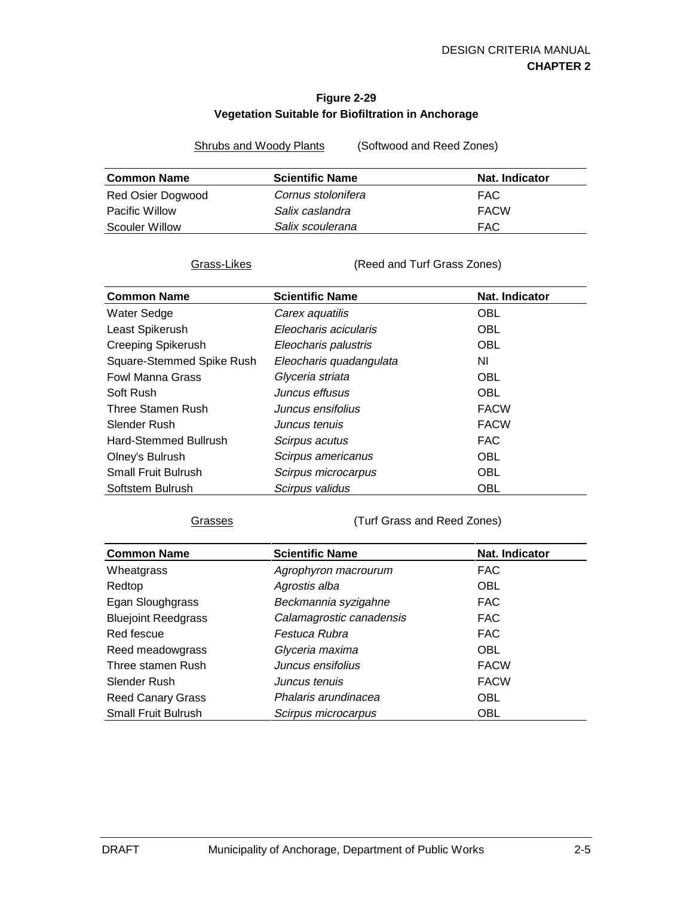**Figure 2-29**
**Vegetation Suitable for Biofiltration in Anchorage**

Shrubs and Woody Plants (Softwood and Reed Zones)

| Common Name | Scientific Name | Nat. Indicator |
|---|---|---|
| Red Osier Dogwood | *Cornus stolonifera* | FAC |
| Pacific Willow | *Salix caslandra* | FACW |
| Scouler Willow | *Salix scoulerana* | FAC |

Grass-Likes (Reed and Turf Grass Zones)

| Common Name | Scientific Name | Nat. Indicator |
|---|---|---|
| Water Sedge | *Carex aquatilis* | OBL |
| Least Spikerush | *Eleocharis acicularis* | OBL |
| Creeping Spikerush | *Eleocharis palustris* | OBL |
| Square-Stemmed Spike Rush | *Eleocharis quadangulata* | NI |
| Fowl Manna Grass | *Glyceria striata* | OBL |
| Soft Rush | *Juncus effusus* | OBL |
| Three Stamen Rush | *Juncus ensifolius* | FACW |
| Slender Rush | *Juncus tenuis* | FACW |
| Hard-Stemmed Bullrush | *Scirpus acutus* | FAC |
| Olney's Bulrush | *Scirpus americanus* | OBL |
| Small Fruit Bulrush | *Scirpus microcarpus* | OBL |
| Softstem Bulrush | *Scirpus validus* | OBL |

Grasses (Turf Grass and Reed Zones)

| Common Name | Scientific Name | Nat. Indicator |
|---|---|---|
| Wheatgrass | *Agrophyron macrourum* | FAC |
| Redtop | *Agrostis alba* | OBL |
| Egan Sloughgrass | *Beckmannia syzigahne* | FAC |
| Bluejoint Reedgrass | *Calamagrostic canadensis* | FAC |
| Red fescue | *Festuca Rubra* | FAC |
| Reed meadowgrass | *Glyceria maxima* | OBL |
| Three stamen Rush | *Juncus ensifolius* | FACW |
| Slender Rush | *Juncus tenuis* | FACW |
| Reed Canary Grass | *Phalaris arundinacea* | OBL |
| Small Fruit Bulrush | *Scirpus microcarpus* | OBL |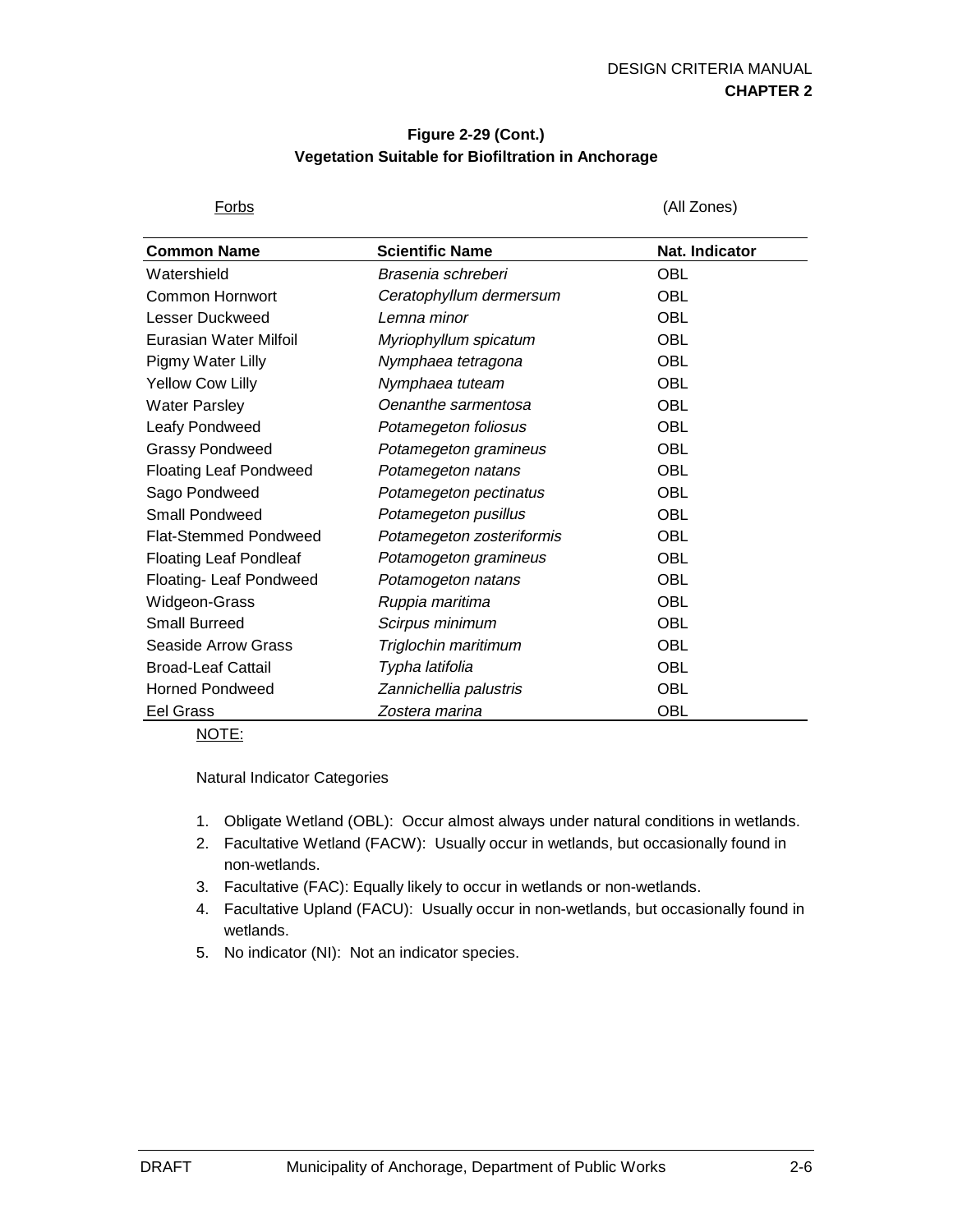**Figure 2-29 (Cont.)**
**Vegetation Suitable for Biofiltration in Anchorage**

Forbs (All Zones)

| Common Name | Scientific Name | Nat. Indicator |
|---|---|---|
| Watershield | *Brasenia schreberi* | OBL |
| Common Hornwort | *Ceratophyllum dermersum* | OBL |
| Lesser Duckweed | *Lemna minor* | OBL |
| Eurasian Water Milfoil | *Myriophyllum spicatum* | OBL |
| Pigmy Water Lilly | *Nymphaea tetragona* | OBL |
| Yellow Cow Lilly | *Nymphaea tuteam* | OBL |
| Water Parsley | *Oenanthe sarmentosa* | OBL |
| Leafy Pondweed | *Potamegeton foliosus* | OBL |
| Grassy Pondweed | *Potamegeton gramineus* | OBL |
| Floating Leaf Pondweed | *Potamegeton natans* | OBL |
| Sago Pondweed | *Potamegeton pectinatus* | OBL |
| Small Pondweed | *Potamegeton pusillus* | OBL |
| Flat-Stemmed Pondweed | *Potamegeton zosteriformis* | OBL |
| Floating Leaf Pondleaf | *Potamogeton gramineus* | OBL |
| Floating- Leaf Pondweed | *Potamogeton natans* | OBL |
| Widgeon-Grass | *Ruppia maritima* | OBL |
| Small Burreed | *Scirpus minimum* | OBL |
| Seaside Arrow Grass | *Triglochin maritimum* | OBL |
| Broad-Leaf Cattail | *Typha latifolia* | OBL |
| Horned Pondweed | *Zannichellia palustris* | OBL |
| Eel Grass | *Zostera marina* | OBL |

NOTE:

Natural Indicator Categories

1. Obligate Wetland (OBL): Occur almost always under natural conditions in wetlands.
2. Facultative Wetland (FACW): Usually occur in wetlands, but occasionally found in non-wetlands.
3. Facultative (FAC): Equally likely to occur in wetlands or non-wetlands.
4. Facultative Upland (FACU): Usually occur in non-wetlands, but occasionally found in wetlands.
5. No indicator (NI): Not an indicator species.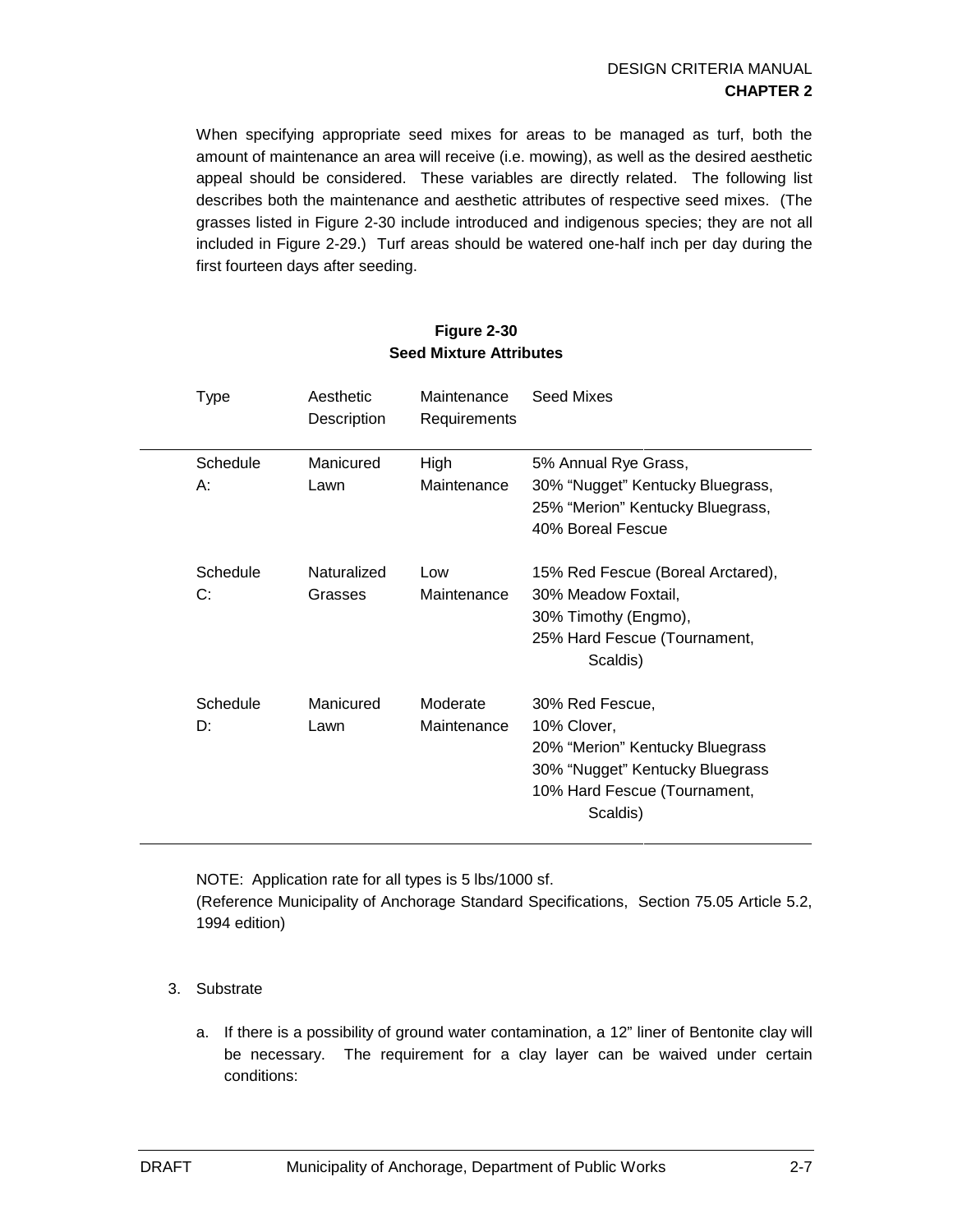When specifying appropriate seed mixes for areas to be managed as turf, both the amount of maintenance an area will receive (i.e. mowing), as well as the desired aesthetic appeal should be considered. These variables are directly related. The following list describes both the maintenance and aesthetic attributes of respective seed mixes. (The grasses listed in Figure 2-30 include introduced and indigenous species; they are not all included in Figure 2-29.) Turf areas should be watered one-half inch per day during the first fourteen days after seeding.

**Figure 2-30**
**Seed Mixture Attributes**

| Type | Aesthetic Description | Maintenance Requirements | Seed Mixes |
|---|---|---|---|
| Schedule A: | Manicured Lawn | High Maintenance | 5% Annual Rye Grass, 30% “Nugget” Kentucky Bluegrass, 25% “Merion” Kentucky Bluegrass, 40% Boreal Fescue |
| Schedule C: | Naturalized Grasses | Low Maintenance | 15% Red Fescue (Boreal Arctared), 30% Meadow Foxtail, 30% Timothy (Engmo), 25% Hard Fescue (Tournament, Scaldis) |
| Schedule D: | Manicured Lawn | Moderate Maintenance | 30% Red Fescue, 10% Clover, 20% “Merion” Kentucky Bluegrass 30% “Nugget” Kentucky Bluegrass 10% Hard Fescue (Tournament, Scaldis) |

NOTE: Application rate for all types is 5 lbs/1000 sf.
(Reference Municipality of Anchorage Standard Specifications, Section 75.05 Article 5.2, 1994 edition)

3. Substrate

   a. If there is a possibility of ground water contamination, a 12” liner of Bentonite clay will be necessary. The requirement for a clay layer can be waived under certain conditions: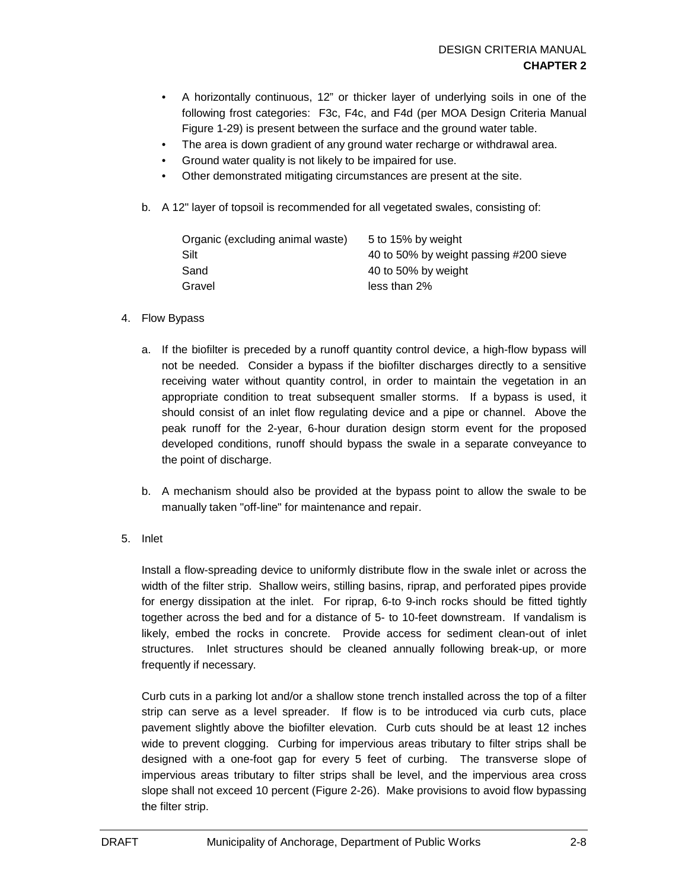- A horizontally continuous, 12" or thicker layer of underlying soils in one of the following frost categories: F3c, F4c, and F4d (per MOA Design Criteria Manual Figure 1-29) is present between the surface and the ground water table.
- The area is down gradient of any ground water recharge or withdrawal area.
- Ground water quality is not likely to be impaired for use.
- Other demonstrated mitigating circumstances are present at the site.

b. A 12" layer of topsoil is recommended for all vegetated swales, consisting of:

| | |
|---|---|
| Organic (excluding animal waste) | 5 to 15% by weight |
| Silt | 40 to 50% by weight passing #200 sieve |
| Sand | 40 to 50% by weight |
| Gravel | less than 2% |

4. Flow Bypass

   a. If the biofilter is preceded by a runoff quantity control device, a high-flow bypass will not be needed. Consider a bypass if the biofilter discharges directly to a sensitive receiving water without quantity control, in order to maintain the vegetation in an appropriate condition to treat subsequent smaller storms. If a bypass is used, it should consist of an inlet flow regulating device and a pipe or channel. Above the peak runoff for the 2-year, 6-hour duration design storm event for the proposed developed conditions, runoff should bypass the swale in a separate conveyance to the point of discharge.

   b. A mechanism should also be provided at the bypass point to allow the swale to be manually taken "off-line" for maintenance and repair.

5. Inlet

   Install a flow-spreading device to uniformly distribute flow in the swale inlet or across the width of the filter strip. Shallow weirs, stilling basins, riprap, and perforated pipes provide for energy dissipation at the inlet. For riprap, 6-to 9-inch rocks should be fitted tightly together across the bed and for a distance of 5- to 10-feet downstream. If vandalism is likely, embed the rocks in concrete. Provide access for sediment clean-out of inlet structures. Inlet structures should be cleaned annually following break-up, or more frequently if necessary.

   Curb cuts in a parking lot and/or a shallow stone trench installed across the top of a filter strip can serve as a level spreader. If flow is to be introduced via curb cuts, place pavement slightly above the biofilter elevation. Curb cuts should be at least 12 inches wide to prevent clogging. Curbing for impervious areas tributary to filter strips shall be designed with a one-foot gap for every 5 feet of curbing. The transverse slope of impervious areas tributary to filter strips shall be level, and the impervious area cross slope shall not exceed 10 percent (Figure 2-26). Make provisions to avoid flow bypassing the filter strip.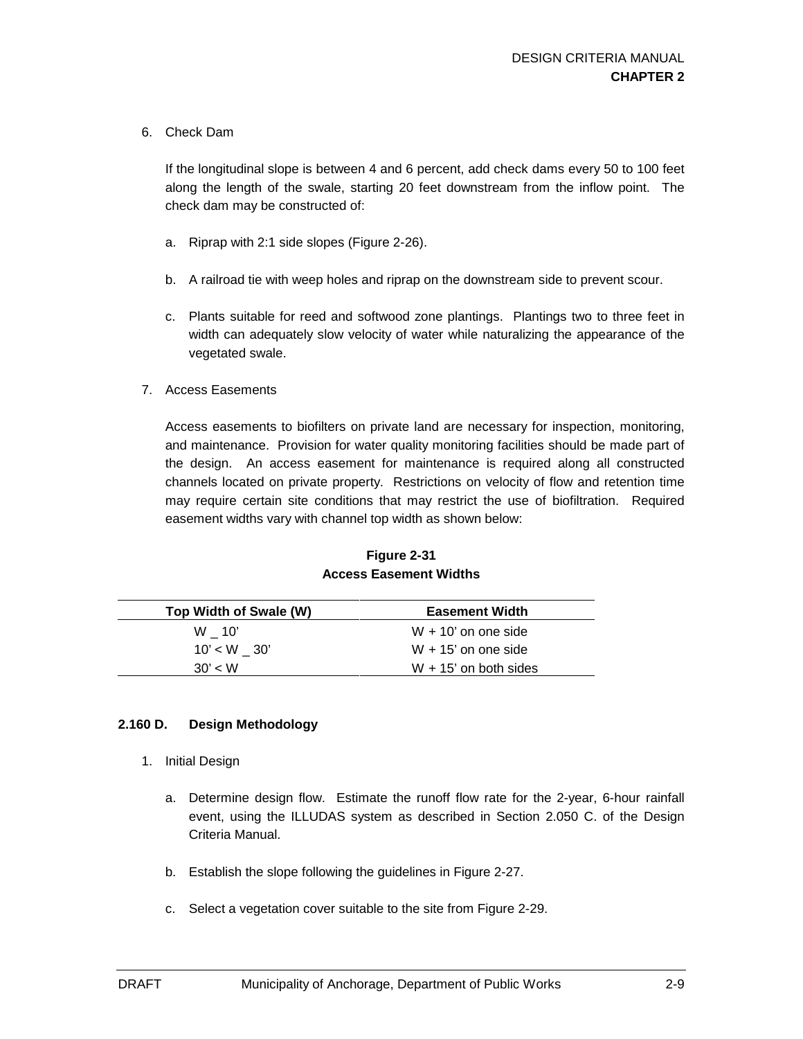6. Check Dam

   If the longitudinal slope is between 4 and 6 percent, add check dams every 50 to 100 feet along the length of the swale, starting 20 feet downstream from the inflow point. The check dam may be constructed of:

   a. Riprap with 2:1 side slopes (Figure 2-26).

   b. A railroad tie with weep holes and riprap on the downstream side to prevent scour.

   c. Plants suitable for reed and softwood zone plantings. Plantings two to three feet in width can adequately slow velocity of water while naturalizing the appearance of the vegetated swale.

7. Access Easements

   Access easements to biofilters on private land are necessary for inspection, monitoring, and maintenance. Provision for water quality monitoring facilities should be made part of the design. An access easement for maintenance is required along all constructed channels located on private property. Restrictions on velocity of flow and retention time may require certain site conditions that may restrict the use of biofiltration. Required easement widths vary with channel top width as shown below:

**Figure 2-31**
**Access Easement Widths**

| Top Width of Swale (W) | Easement Width |
|---|---|
| W _ 10' | W + 10' on one side |
| 10' < W _ 30' | W + 15' on one side |
| 30' < W | W + 15' on both sides |

### 2.160 D. Design Methodology

1. Initial Design

   a. Determine design flow. Estimate the runoff flow rate for the 2-year, 6-hour rainfall event, using the ILLUDAS system as described in Section 2.050 C. of the Design Criteria Manual.

   b. Establish the slope following the guidelines in Figure 2-27.

   c. Select a vegetation cover suitable to the site from Figure 2-29.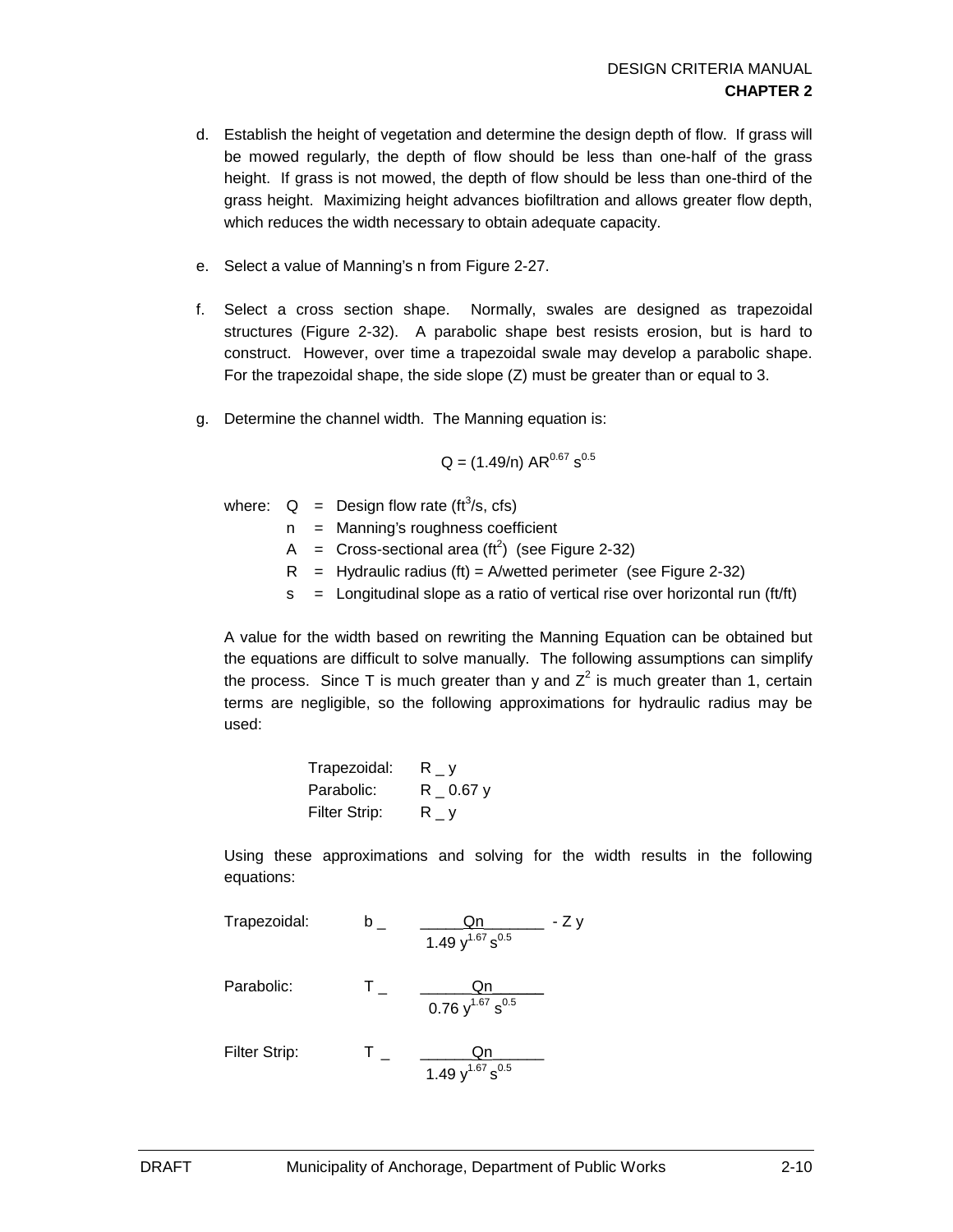d. Establish the height of vegetation and determine the design depth of flow. If grass will be mowed regularly, the depth of flow should be less than one-half of the grass height. If grass is not mowed, the depth of flow should be less than one-third of the grass height. Maximizing height advances biofiltration and allows greater flow depth, which reduces the width necessary to obtain adequate capacity.

e. Select a value of Manning's n from Figure 2-27.

f. Select a cross section shape. Normally, swales are designed as trapezoidal structures (Figure 2-32). A parabolic shape best resists erosion, but is hard to construct. However, over time a trapezoidal swale may develop a parabolic shape. For the trapezoidal shape, the side slope (Z) must be greater than or equal to 3.

g. Determine the channel width. The Manning equation is:

$$Q = (1.49/n)\, AR^{0.67}\, s^{0.5}$$

where:
- $Q$ = Design flow rate ($ft^3/s$, cfs)
- $n$ = Manning's roughness coefficient
- $A$ = Cross-sectional area ($ft^2$) (see Figure 2-32)
- $R$ = Hydraulic radius (ft) = A/wetted perimeter (see Figure 2-32)
- $s$ = Longitudinal slope as a ratio of vertical rise over horizontal run (ft/ft)

A value for the width based on rewriting the Manning Equation can be obtained but the equations are difficult to solve manually. The following assumptions can simplify the process. Since T is much greater than y and $Z^2$ is much greater than 1, certain terms are negligible, so the following approximations for hydraulic radius may be used:

Trapezoidal: $R \approx y$

Parabolic: $R \approx 0.67\, y$

Filter Strip: $R \approx y$

Using these approximations and solving for the width results in the following equations:

Trapezoidal: $$b \approx \frac{Qn}{1.49\, y^{1.67}\, s^{0.5}} - Zy$$

Parabolic: $$T \approx \frac{Qn}{0.76\, y^{1.67}\, s^{0.5}}$$

Filter Strip: $$T \approx \frac{Qn}{1.49\, y^{1.67}\, s^{0.5}}$$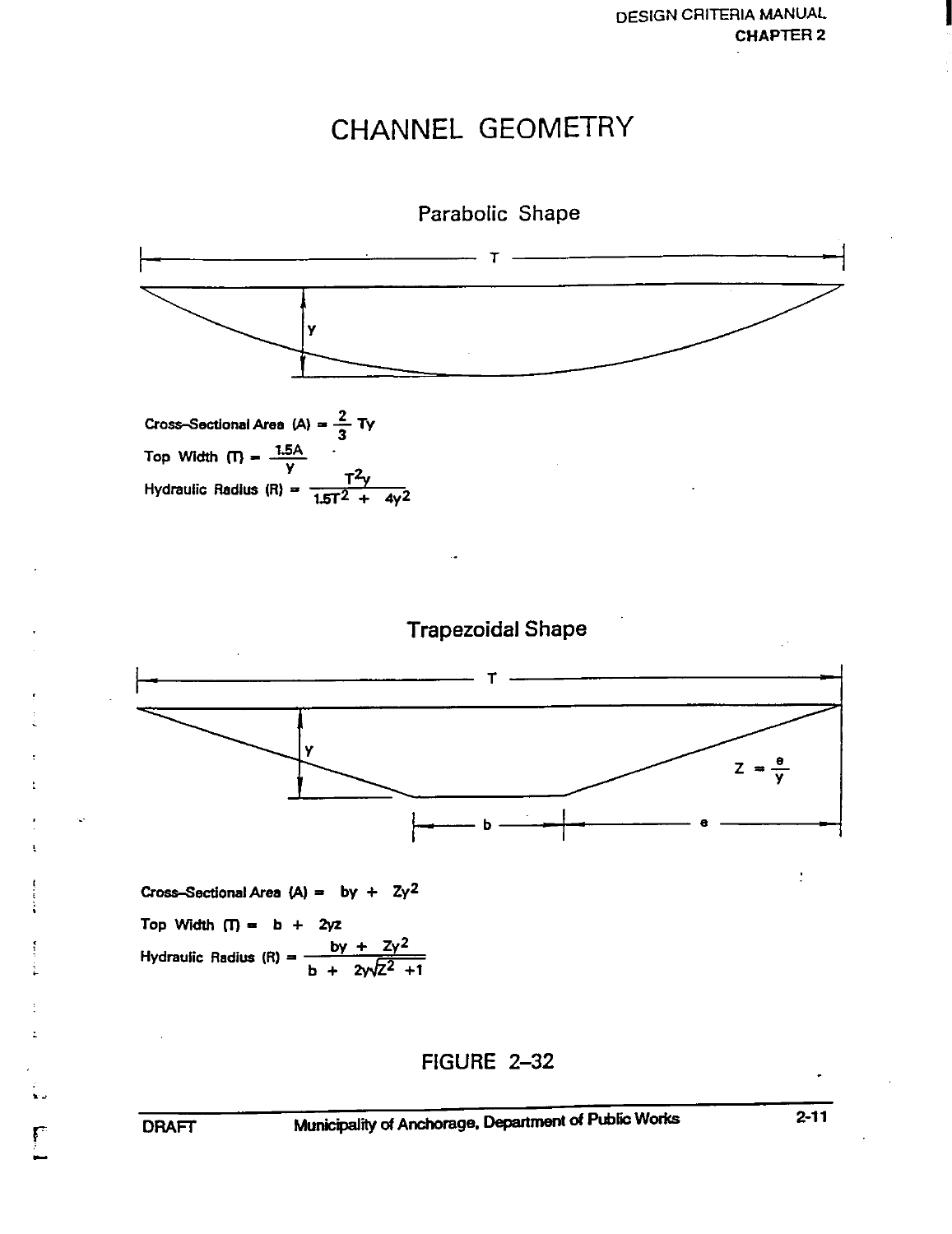# CHANNEL GEOMETRY

## Parabolic Shape

Cross-Sectional Area (A) = $\frac{2}{3} Ty$

Top Width (T) = $\frac{1.5A}{y}$

Hydraulic Radius (R) = $\frac{T^2 y}{1.5T^2 + 4y^2}$

## Trapezoidal Shape

$Z = \frac{e}{y}$

Cross-Sectional Area (A) = $by + Zy^2$

Top Width (T) = $b + 2yz$

Hydraulic Radius (R) = $\frac{by + Zy^2}{b + 2y\sqrt{Z^2 + 1}}$

FIGURE 2–32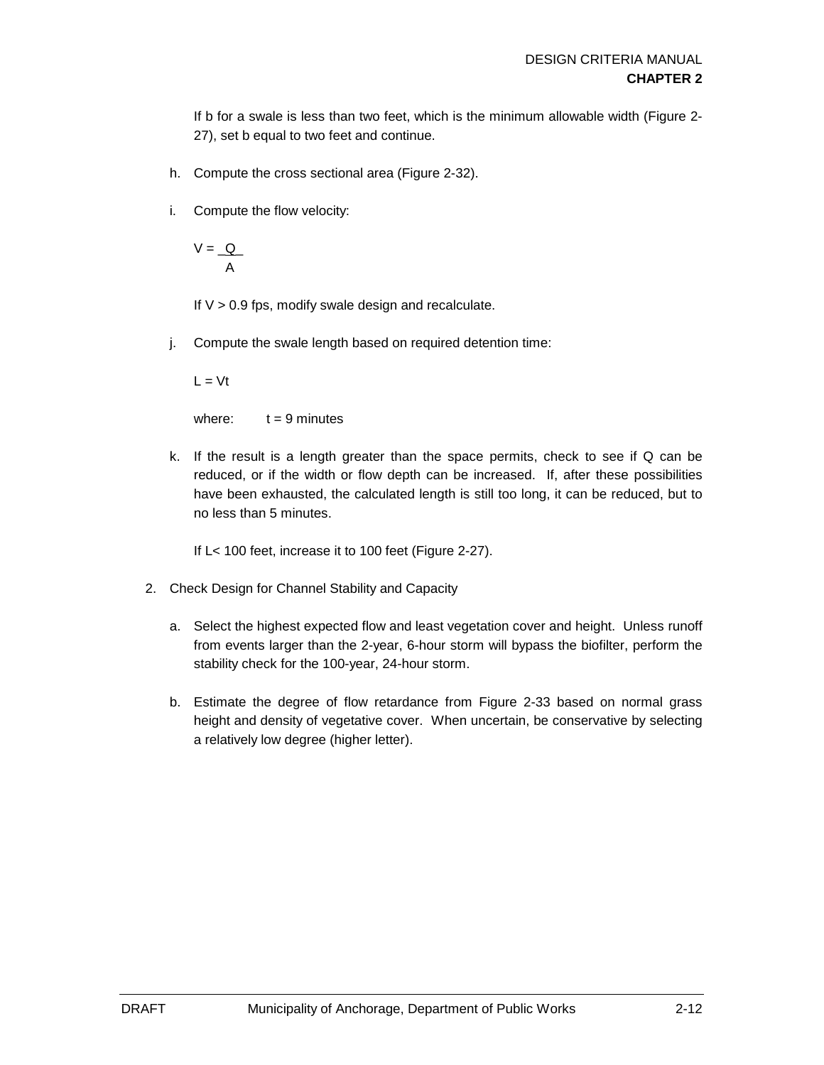If b for a swale is less than two feet, which is the minimum allowable width (Figure 2-27), set b equal to two feet and continue.

h. Compute the cross sectional area (Figure 2-32).

i. Compute the flow velocity:

$$V = \frac{Q}{A}$$

If V > 0.9 fps, modify swale design and recalculate.

j. Compute the swale length based on required detention time:

$$L = Vt$$

where: t = 9 minutes

k. If the result is a length greater than the space permits, check to see if Q can be reduced, or if the width or flow depth can be increased. If, after these possibilities have been exhausted, the calculated length is still too long, it can be reduced, but to no less than 5 minutes.

If L< 100 feet, increase it to 100 feet (Figure 2-27).

2. Check Design for Channel Stability and Capacity

a. Select the highest expected flow and least vegetation cover and height. Unless runoff from events larger than the 2-year, 6-hour storm will bypass the biofilter, perform the stability check for the 100-year, 24-hour storm.

b. Estimate the degree of flow retardance from Figure 2-33 based on normal grass height and density of vegetative cover. When uncertain, be conservative by selecting a relatively low degree (higher letter).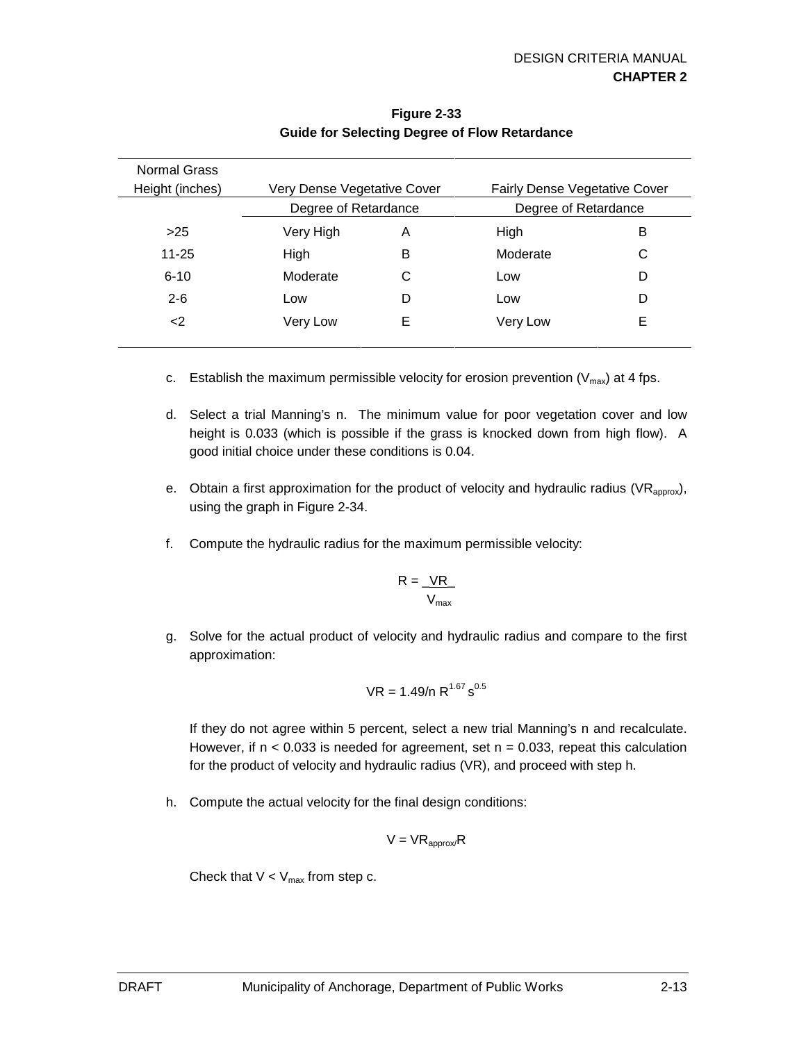**Figure 2-33**
**Guide for Selecting Degree of Flow Retardance**

| Normal Grass Height (inches) | Very Dense Vegetative Cover | | Fairly Dense Vegetative Cover | |
|---|---|---|---|---|
| | Degree of Retardance | | Degree of Retardance | |
| >25 | Very High | A | High | B |
| 11-25 | High | B | Moderate | C |
| 6-10 | Moderate | C | Low | D |
| 2-6 | Low | D | Low | D |
| <2 | Very Low | E | Very Low | E |

c. Establish the maximum permissible velocity for erosion prevention ($V_{max}$) at 4 fps.

d. Select a trial Manning's n. The minimum value for poor vegetation cover and low height is 0.033 (which is possible if the grass is knocked down from high flow). A good initial choice under these conditions is 0.04.

e. Obtain a first approximation for the product of velocity and hydraulic radius ($VR_{approx}$), using the graph in Figure 2-34.

f. Compute the hydraulic radius for the maximum permissible velocity:

$$R = \frac{VR}{V_{max}}$$

g. Solve for the actual product of velocity and hydraulic radius and compare to the first approximation:

$$VR = 1.49/n\ R^{1.67}\ s^{0.5}$$

If they do not agree within 5 percent, select a new trial Manning's n and recalculate. However, if n < 0.033 is needed for agreement, set n = 0.033, repeat this calculation for the product of velocity and hydraulic radius (VR), and proceed with step h.

h. Compute the actual velocity for the final design conditions:

$$V = VR_{approx}/R$$

Check that $V < V_{max}$ from step c.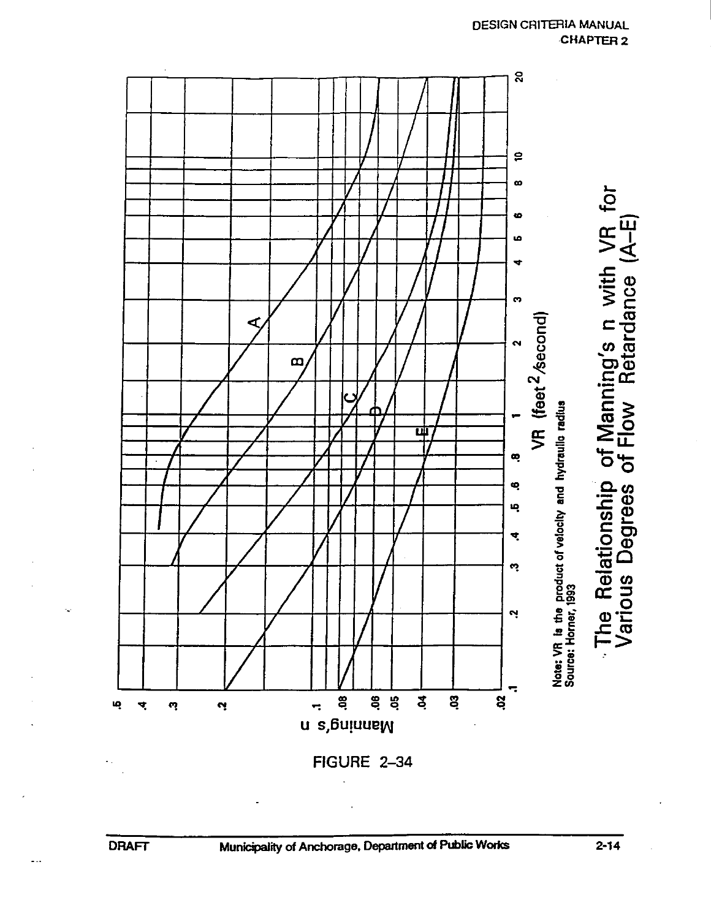Manning's n

.5 .4 .3 .2 .1 .08 .06 .05 .04 .03 .02

VR (feet$^2$/second)

.1 .2 .3 .4 .5 .6 .8 1 2 3 4 5 6 8 10 20

A B C D E

Note: VR is the product of velocity and hydraulic radius
Source: Horner, 1993

# The Relationship of Manning's n with VR for Various Degrees of Flow Retardance (A–E)

FIGURE 2–34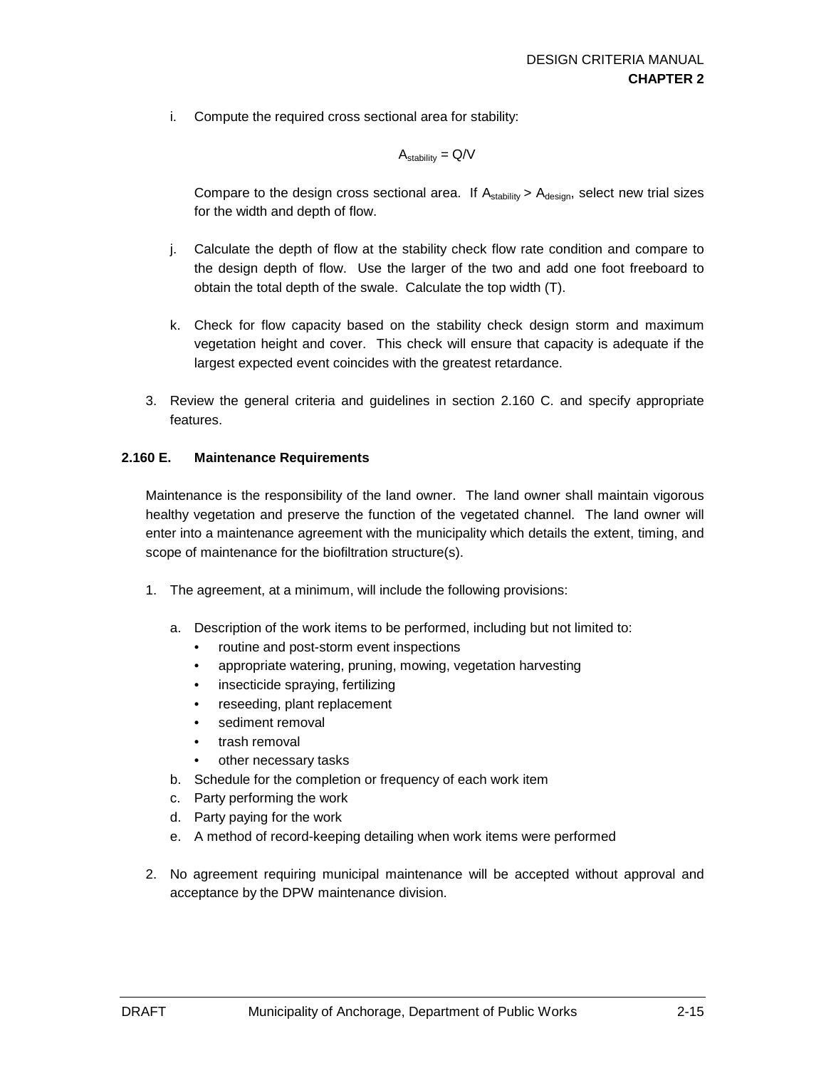i. Compute the required cross sectional area for stability:

$$A_{stability} = Q/V$$

Compare to the design cross sectional area. If $A_{stability} > A_{design}$, select new trial sizes for the width and depth of flow.

j. Calculate the depth of flow at the stability check flow rate condition and compare to the design depth of flow. Use the larger of the two and add one foot freeboard to obtain the total depth of the swale. Calculate the top width (T).

k. Check for flow capacity based on the stability check design storm and maximum vegetation height and cover. This check will ensure that capacity is adequate if the largest expected event coincides with the greatest retardance.

3. Review the general criteria and guidelines in section 2.160 C. and specify appropriate features.

### 2.160 E. Maintenance Requirements

Maintenance is the responsibility of the land owner. The land owner shall maintain vigorous healthy vegetation and preserve the function of the vegetated channel. The land owner will enter into a maintenance agreement with the municipality which details the extent, timing, and scope of maintenance for the biofiltration structure(s).

1. The agreement, at a minimum, will include the following provisions:

   a. Description of the work items to be performed, including but not limited to:
      - routine and post-storm event inspections
      - appropriate watering, pruning, mowing, vegetation harvesting
      - insecticide spraying, fertilizing
      - reseeding, plant replacement
      - sediment removal
      - trash removal
      - other necessary tasks

   b. Schedule for the completion or frequency of each work item

   c. Party performing the work

   d. Party paying for the work

   e. A method of record-keeping detailing when work items were performed

2. No agreement requiring municipal maintenance will be accepted without approval and acceptance by the DPW maintenance division.